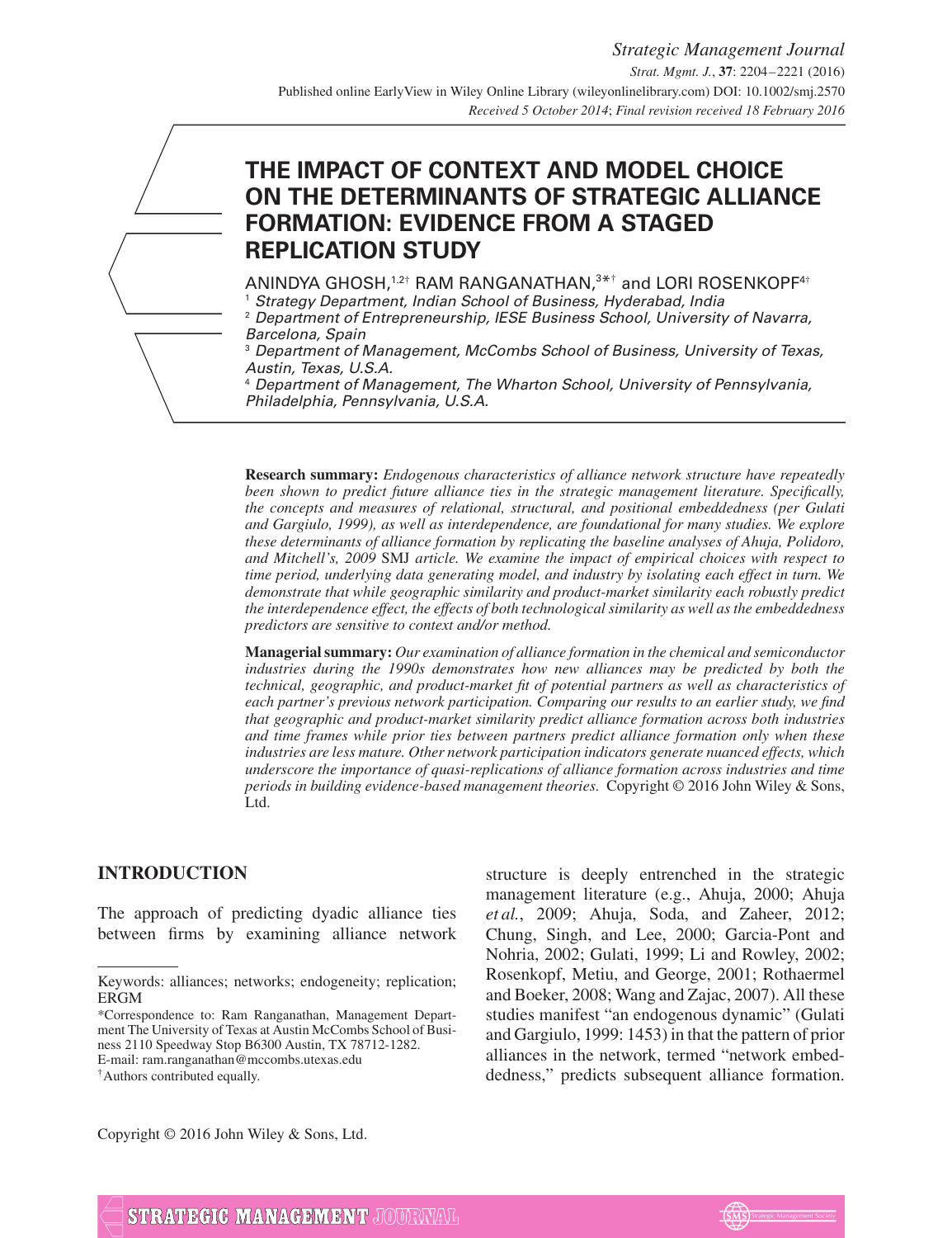# THE IMPACT OF CONTEXT AND MODEL CHOICE ON THE DETERMINANTS OF STRATEGIC ALLIANCE FORMATION: EVIDENCE FROM A STAGED REPLICATION STUDY

ANINDYA GHOSH,[1,2†] RAM RANGANATHAN,[3*†] and LORI ROSENKOPF[4†]

[1] *Strategy Department, Indian School of Business, Hyderabad, India*
[2] *Department of Entrepreneurship, IESE Business School, University of Navarra, Barcelona, Spain*
[3] *Department of Management, McCombs School of Business, University of Texas, Austin, Texas, U.S.A.*
[4] *Department of Management, The Wharton School, University of Pennsylvania, Philadelphia, Pennsylvania, U.S.A.*

**Research summary:** *Endogenous characteristics of alliance network structure have repeatedly been shown to predict future alliance ties in the strategic management literature. Specifically, the concepts and measures of relational, structural, and positional embeddedness (per Gulati and Gargiulo, 1999), as well as interdependence, are foundational for many studies. We explore these determinants of alliance formation by replicating the baseline analyses of Ahuja, Polidoro, and Mitchell's, 2009* SMJ *article. We examine the impact of empirical choices with respect to time period, underlying data generating model, and industry by isolating each effect in turn. We demonstrate that while geographic similarity and product-market similarity each robustly predict the interdependence effect, the effects of both technological similarity as well as the embeddedness predictors are sensitive to context and/or method.*

**Managerial summary:** *Our examination of alliance formation in the chemical and semiconductor industries during the 1990s demonstrates how new alliances may be predicted by both the technical, geographic, and product-market fit of potential partners as well as characteristics of each partner's previous network participation. Comparing our results to an earlier study, we find that geographic and product-market similarity predict alliance formation across both industries and time frames while prior ties between partners predict alliance formation only when these industries are less mature. Other network participation indicators generate nuanced effects, which underscore the importance of quasi-replications of alliance formation across industries and time periods in building evidence-based management theories.* Copyright © 2016 John Wiley & Sons, Ltd.

## INTRODUCTION

The approach of predicting dyadic alliance ties between firms by examining alliance network structure is deeply entrenched in the strategic management literature (e.g., Ahuja, 2000; Ahuja *et al.*, 2009; Ahuja, Soda, and Zaheer, 2012; Chung, Singh, and Lee, 2000; Garcia-Pont and Nohria, 2002; Gulati, 1999; Li and Rowley, 2002; Rosenkopf, Metiu, and George, 2001; Rothaermel and Boeker, 2008; Wang and Zajac, 2007). All these studies manifest "an endogenous dynamic" (Gulati and Gargiulo, 1999: 1453) in that the pattern of prior alliances in the network, termed "network embeddedness," predicts subsequent alliance formation.

---

Keywords: alliances; networks; endogeneity; replication; ERGM

*Correspondence to: Ram Ranganathan, Management Department The University of Texas at Austin McCombs School of Business 2110 Speedway Stop B6300 Austin, TX 78712-1282. E-mail: ram.ranganathan@mccombs.utexas.edu

†Authors contributed equally.

Copyright © 2016 John Wiley & Sons, Ltd.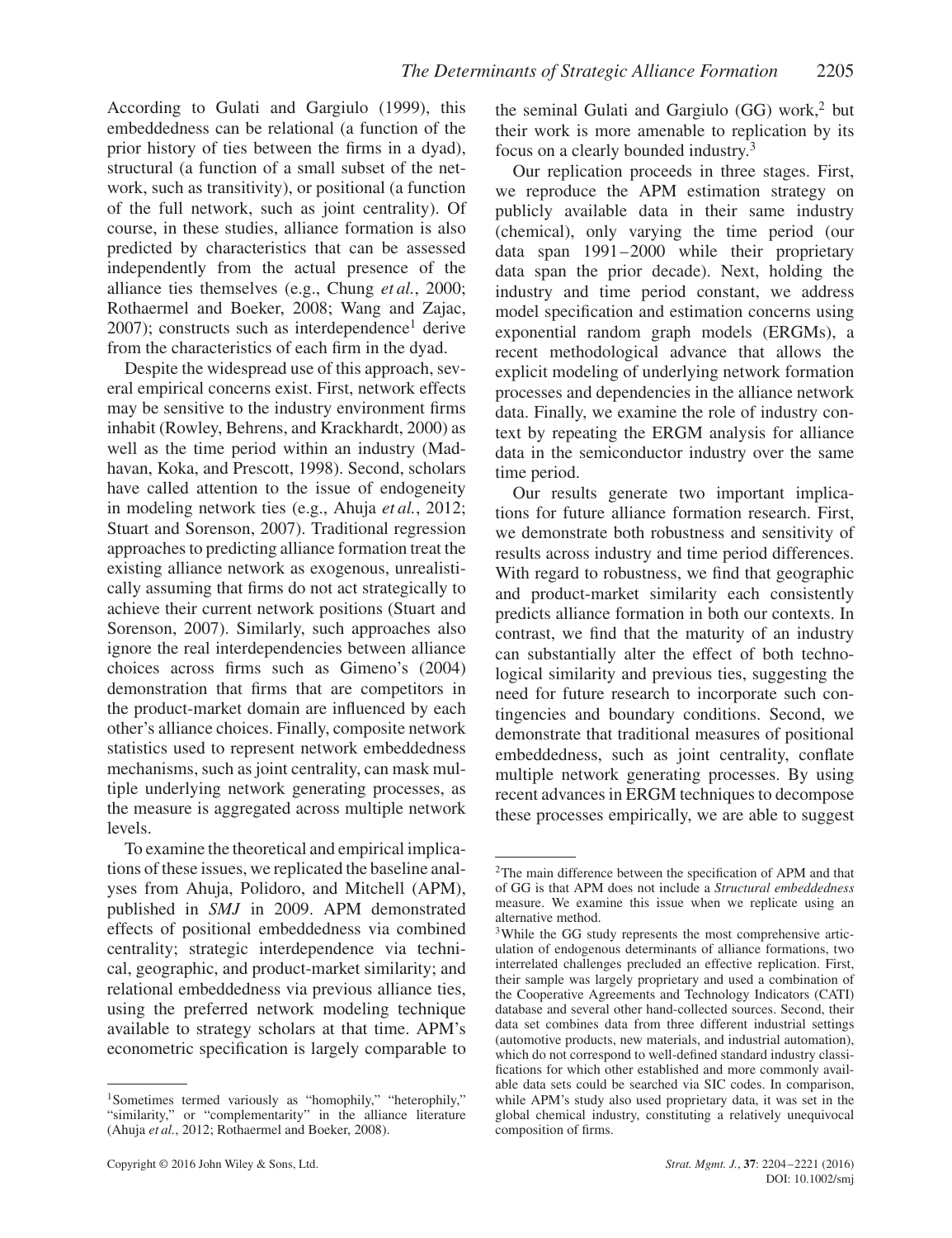According to Gulati and Gargiulo (1999), this embeddedness can be relational (a function of the prior history of ties between the firms in a dyad), structural (a function of a small subset of the network, such as transitivity), or positional (a function of the full network, such as joint centrality). Of course, in these studies, alliance formation is also predicted by characteristics that can be assessed independently from the actual presence of the alliance ties themselves (e.g., Chung *et al.*, 2000; Rothaermel and Boeker, 2008; Wang and Zajac, 2007); constructs such as interdependence[1] derive from the characteristics of each firm in the dyad.

Despite the widespread use of this approach, several empirical concerns exist. First, network effects may be sensitive to the industry environment firms inhabit (Rowley, Behrens, and Krackhardt, 2000) as well as the time period within an industry (Madhavan, Koka, and Prescott, 1998). Second, scholars have called attention to the issue of endogeneity in modeling network ties (e.g., Ahuja *et al.*, 2012; Stuart and Sorenson, 2007). Traditional regression approaches to predicting alliance formation treat the existing alliance network as exogenous, unrealistically assuming that firms do not act strategically to achieve their current network positions (Stuart and Sorenson, 2007). Similarly, such approaches also ignore the real interdependencies between alliance choices across firms such as Gimeno's (2004) demonstration that firms that are competitors in the product-market domain are influenced by each other's alliance choices. Finally, composite network statistics used to represent network embeddedness mechanisms, such as joint centrality, can mask multiple underlying network generating processes, as the measure is aggregated across multiple network levels.

To examine the theoretical and empirical implications of these issues, we replicated the baseline analyses from Ahuja, Polidoro, and Mitchell (APM), published in *SMJ* in 2009. APM demonstrated effects of positional embeddedness via combined centrality; strategic interdependence via technical, geographic, and product-market similarity; and relational embeddedness via previous alliance ties, using the preferred network modeling technique available to strategy scholars at that time. APM's econometric specification is largely comparable to the seminal Gulati and Gargiulo (GG) work,[2] but their work is more amenable to replication by its focus on a clearly bounded industry.[3]

Our replication proceeds in three stages. First, we reproduce the APM estimation strategy on publicly available data in their same industry (chemical), only varying the time period (our data span 1991–2000 while their proprietary data span the prior decade). Next, holding the industry and time period constant, we address model specification and estimation concerns using exponential random graph models (ERGMs), a recent methodological advance that allows the explicit modeling of underlying network formation processes and dependencies in the alliance network data. Finally, we examine the role of industry context by repeating the ERGM analysis for alliance data in the semiconductor industry over the same time period.

Our results generate two important implications for future alliance formation research. First, we demonstrate both robustness and sensitivity of results across industry and time period differences. With regard to robustness, we find that geographic and product-market similarity each consistently predicts alliance formation in both our contexts. In contrast, we find that the maturity of an industry can substantially alter the effect of both technological similarity and previous ties, suggesting the need for future research to incorporate such contingencies and boundary conditions. Second, we demonstrate that traditional measures of positional embeddedness, such as joint centrality, conflate multiple network generating processes. By using recent advances in ERGM techniques to decompose these processes empirically, we are able to suggest

---

[1] Sometimes termed variously as "homophily," "heterophily," "similarity," or "complementarity" in the alliance literature (Ahuja *et al.*, 2012; Rothaermel and Boeker, 2008).

[2] The main difference between the specification of APM and that of GG is that APM does not include a *Structural embeddedness* measure. We examine this issue when we replicate using an alternative method.

[3] While the GG study represents the most comprehensive articulation of endogenous determinants of alliance formations, two interrelated challenges precluded an effective replication. First, their sample was largely proprietary and used a combination of the Cooperative Agreements and Technology Indicators (CATI) database and several other hand-collected sources. Second, their data set combines data from three different industrial settings (automotive products, new materials, and industrial automation), which do not correspond to well-defined standard industry classifications for which other established and more commonly available data sets could be searched via SIC codes. In comparison, while APM's study also used proprietary data, it was set in the global chemical industry, constituting a relatively unequivocal composition of firms.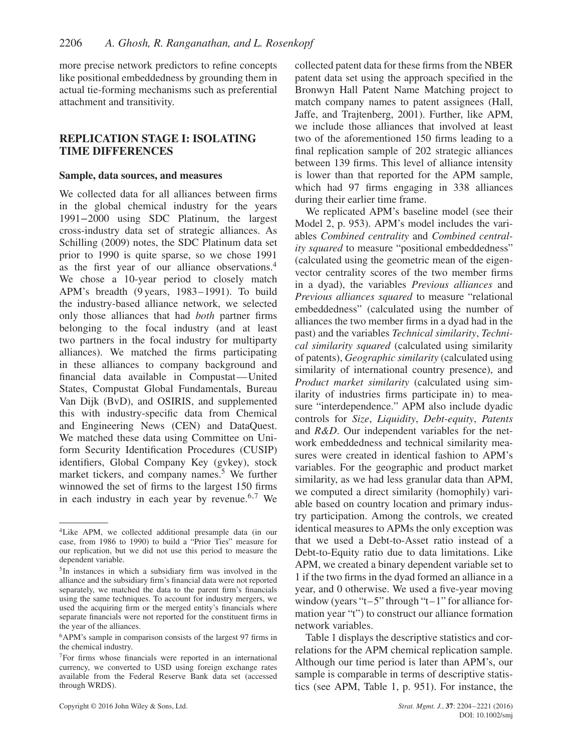more precise network predictors to refine concepts like positional embeddedness by grounding them in actual tie-forming mechanisms such as preferential attachment and transitivity.

## REPLICATION STAGE I: ISOLATING TIME DIFFERENCES

### Sample, data sources, and measures

We collected data for all alliances between firms in the global chemical industry for the years 1991–2000 using SDC Platinum, the largest cross-industry data set of strategic alliances. As Schilling (2009) notes, the SDC Platinum data set prior to 1990 is quite sparse, so we chose 1991 as the first year of our alliance observations.[4] We chose a 10-year period to closely match APM's breadth (9 years, 1983–1991). To build the industry-based alliance network, we selected only those alliances that had *both* partner firms belonging to the focal industry (and at least two partners in the focal industry for multiparty alliances). We matched the firms participating in these alliances to company background and financial data available in Compustat—United States, Compustat Global Fundamentals, Bureau Van Dijk (BvD), and OSIRIS, and supplemented this with industry-specific data from Chemical and Engineering News (CEN) and DataQuest. We matched these data using Committee on Uniform Security Identification Procedures (CUSIP) identifiers, Global Company Key (gvkey), stock market tickers, and company names.[5] We further winnowed the set of firms to the largest 150 firms in each industry in each year by revenue.[6,7] We collected patent data for these firms from the NBER patent data set using the approach specified in the Bronwyn Hall Patent Name Matching project to match company names to patent assignees (Hall, Jaffe, and Trajtenberg, 2001). Further, like APM, we include those alliances that involved at least two of the aforementioned 150 firms leading to a final replication sample of 202 strategic alliances between 139 firms. This level of alliance intensity is lower than that reported for the APM sample, which had 97 firms engaging in 338 alliances during their earlier time frame.

We replicated APM's baseline model (see their Model 2, p. 953). APM's model includes the variables *Combined centrality* and *Combined centrality squared* to measure "positional embeddedness" (calculated using the geometric mean of the eigenvector centrality scores of the two member firms in a dyad), the variables *Previous alliances* and *Previous alliances squared* to measure "relational embeddedness" (calculated using the number of alliances the two member firms in a dyad had in the past) and the variables *Technical similarity*, *Technical similarity squared* (calculated using similarity of patents), *Geographic similarity* (calculated using similarity of international country presence), and *Product market similarity* (calculated using similarity of industries firms participate in) to measure "interdependence." APM also include dyadic controls for *Size*, *Liquidity*, *Debt-equity*, *Patents* and *R&D*. Our independent variables for the network embeddedness and technical similarity measures were created in identical fashion to APM's variables. For the geographic and product market similarity, as we had less granular data than APM, we computed a direct similarity (homophily) variable based on country location and primary industry participation. Among the controls, we created identical measures to APMs the only exception was that we used a Debt-to-Asset ratio instead of a Debt-to-Equity ratio due to data limitations. Like APM, we created a binary dependent variable set to 1 if the two firms in the dyad formed an alliance in a year, and 0 otherwise. We used a five-year moving window (years "t−5" through "t−1" for alliance formation year "t") to construct our alliance formation network variables.

Table 1 displays the descriptive statistics and correlations for the APM chemical replication sample. Although our time period is later than APM's, our sample is comparable in terms of descriptive statistics (see APM, Table 1, p. 951). For instance, the

---

[4]Like APM, we collected additional presample data (in our case, from 1986 to 1990) to build a "Prior Ties" measure for our replication, but we did not use this period to measure the dependent variable.

[5]In instances in which a subsidiary firm was involved in the alliance and the subsidiary firm's financial data were not reported separately, we matched the data to the parent firm's financials using the same techniques. To account for industry mergers, we used the acquiring firm or the merged entity's financials where separate financials were not reported for the constituent firms in the year of the alliances.

[6]APM's sample in comparison consists of the largest 97 firms in the chemical industry.

[7]For firms whose financials were reported in an international currency, we converted to USD using foreign exchange rates available from the Federal Reserve Bank data set (accessed through WRDS).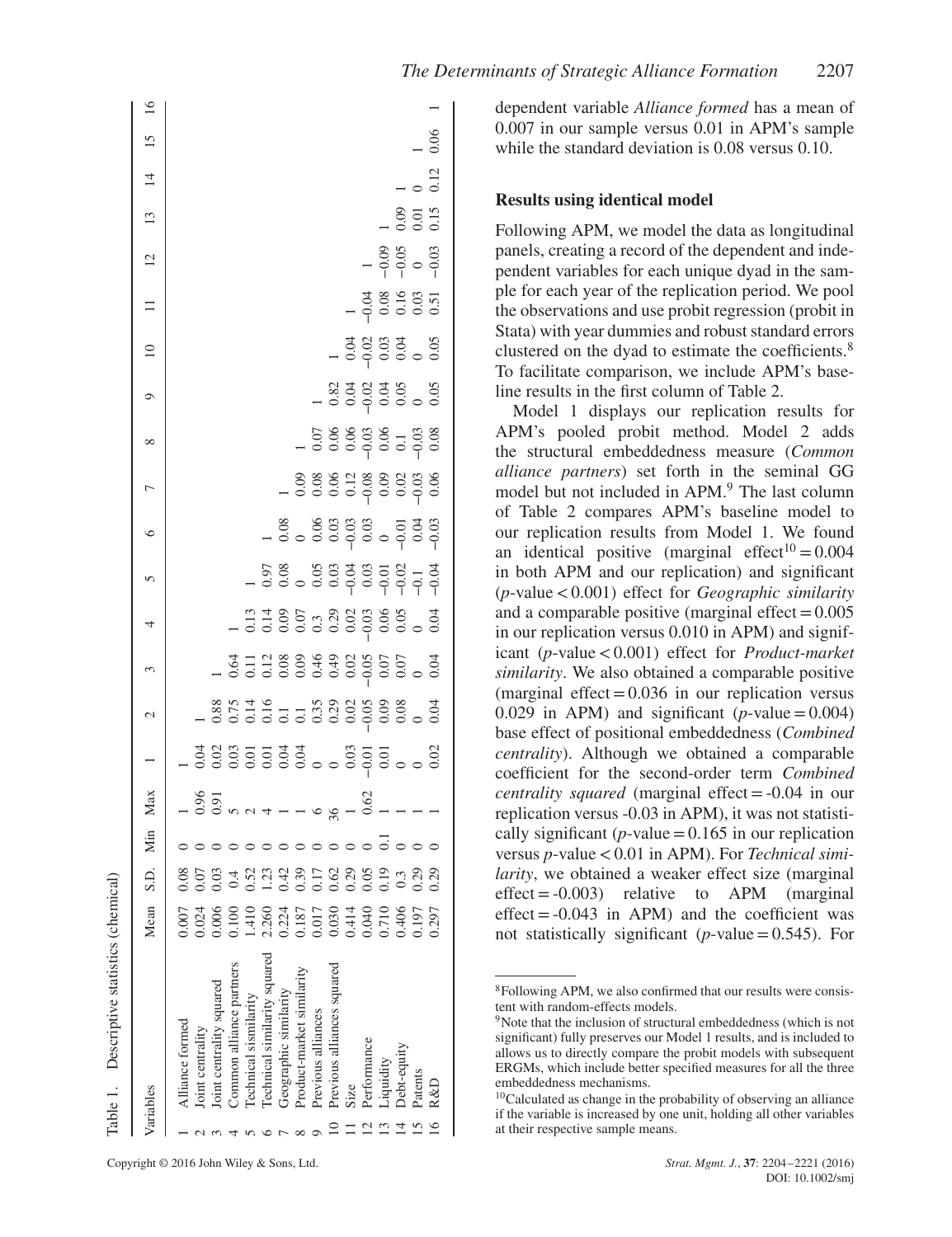Table 1. Descriptive statistics (chemical)

| | Variables | Mean | S.D. | Min | Max | 1 | 2 | 3 | 4 | 5 | 6 | 7 | 8 | 9 | 10 | 11 | 12 | 13 | 14 | 15 | 16 |
|---|---|---|---|---|---|---|---|---|---|---|---|---|---|---|---|---|---|---|---|---|---|
| 1 | Alliance formed | 0.007 | 0.08 | 0 | 1 | 1 | | | | | | | | | | | | | | | |
| 2 | Joint centrality | 0.024 | 0.07 | 0 | 0.96 | 0.04 | 1 | | | | | | | | | | | | | | |
| 3 | Joint centrality squared | 0.006 | 0.03 | 0 | 0.91 | 0.02 | 0.88 | 1 | | | | | | | | | | | | | |
| 4 | Common alliance partners | 0.100 | 0.4 | 0 | 5 | 0.03 | 0.75 | 0.64 | 1 | | | | | | | | | | | | |
| 5 | Technical similarity | 1.410 | 0.52 | 0 | 2 | 0.01 | 0.14 | 0.11 | 0.13 | 1 | | | | | | | | | | | |
| 6 | Technical similarity squared | 2.260 | 1.23 | 0 | 4 | 0.01 | 0.16 | 0.12 | 0.14 | 0.97 | 1 | | | | | | | | | | |
| 7 | Geographic similarity | 0.224 | 0.42 | 0 | 1 | 0.04 | 0.1 | 0.08 | 0.09 | 0.08 | 0.08 | 1 | | | | | | | | | |
| 8 | Product-market similarity | 0.187 | 0.39 | 0 | 1 | 0.04 | 0.1 | 0.09 | 0.07 | | 0 | 0.09 | 1 | | | | | | | | |
| 9 | Previous alliances | 0.017 | 0.17 | 0 | 6 | 0 | 0.35 | 0.46 | 0.3 | 0.05 | 0.06 | 0.08 | 0.07 | 1 | | | | | | | |
| 10 | Previous alliances squared | 0.030 | 0.62 | 0 | 36 | 0 | 0.29 | 0.49 | 0.29 | 0.03 | 0.03 | 0.06 | 0.06 | 0.82 | 1 | | | | | | |
| 11 | Size | 0.414 | 0.29 | 0 | 1 | 0.03 | 0.02 | 0.02 | 0.02 | −0.04 | −0.03 | 0.12 | 0.06 | 0.04 | 0.04 | 1 | | | | | |
| 12 | Performance | 0.040 | 0.05 | 0 | 0.62 | −0.01 | −0.05 | −0.05 | −0.03 | 0.03 | 0.03 | −0.08 | −0.03 | −0.02 | −0.02 | −0.04 | 1 | | | | |
| 13 | Liquidity | 0.710 | 0.19 | 0.1 | 1 | 0.01 | 0.09 | 0.07 | 0.06 | −0.01 | 0 | 0.09 | 0.06 | 0.04 | 0.03 | 0.08 | −0.09 | 1 | | | |
| 14 | Debt-equity | 0.406 | 0.3 | 0 | 1 | 0 | 0.08 | 0.07 | 0.05 | −0.02 | −0.01 | 0.02 | 0.1 | 0.05 | 0.04 | 0.16 | −0.05 | 0.09 | 1 | | |
| 15 | Patents | 0.197 | 0.29 | 0 | 1 | 0 | 0 | 0 | 0 | −0.1 | 0.04 | −0.03 | −0.03 | 0 | 0 | 0.03 | 0 | 0.01 | 0 | 1 | |
| 16 | R&D | 0.297 | 0.29 | 0 | 1 | 0.02 | 0.04 | 0.04 | 0.04 | −0.04 | −0.03 | 0.06 | 0.08 | 0.05 | 0.05 | 0.51 | −0.03 | 0.15 | 0.12 | 0.06 | 1 |

dependent variable *Alliance formed* has a mean of 0.007 in our sample versus 0.01 in APM's sample while the standard deviation is 0.08 versus 0.10.

### Results using identical model

Following APM, we model the data as longitudinal panels, creating a record of the dependent and independent variables for each unique dyad in the sample for each year of the replication period. We pool the observations and use probit regression (probit in Stata) with year dummies and robust standard errors clustered on the dyad to estimate the coefficients.[8] To facilitate comparison, we include APM's baseline results in the first column of Table 2.

Model 1 displays our replication results for APM's pooled probit method. Model 2 adds the structural embeddedness measure (*Common alliance partners*) set forth in the seminal GG model but not included in APM.[9] The last column of Table 2 compares APM's baseline model to our replication results from Model 1. We found an identical positive (marginal effect[10] = 0.004 in both APM and our replication) and significant ($p$-value < 0.001) effect for *Geographic similarity* and a comparable positive (marginal effect = 0.005 in our replication versus 0.010 in APM) and significant ($p$-value < 0.001) effect for *Product-market similarity*. We also obtained a comparable positive (marginal effect = 0.036 in our replication versus 0.029 in APM) and significant ($p$-value = 0.004) base effect of positional embeddedness (*Combined centrality*). Although we obtained a comparable coefficient for the second-order term *Combined centrality squared* (marginal effect = -0.04 in our replication versus -0.03 in APM), it was not statistically significant ($p$-value = 0.165 in our replication versus $p$-value < 0.01 in APM). For *Technical similarity*, we obtained a weaker effect size (marginal effect = -0.003) relative to APM (marginal effect = -0.043 in APM) and the coefficient was not statistically significant ($p$-value = 0.545). For

[8] Following APM, we also confirmed that our results were consistent with random-effects models.

[9] Note that the inclusion of structural embeddedness (which is not significant) fully preserves our Model 1 results, and is included to allows us to directly compare the probit models with subsequent ERGMs, which include better specified measures for all the three embeddedness mechanisms.

[10] Calculated as change in the probability of observing an alliance if the variable is increased by one unit, holding all other variables at their respective sample means.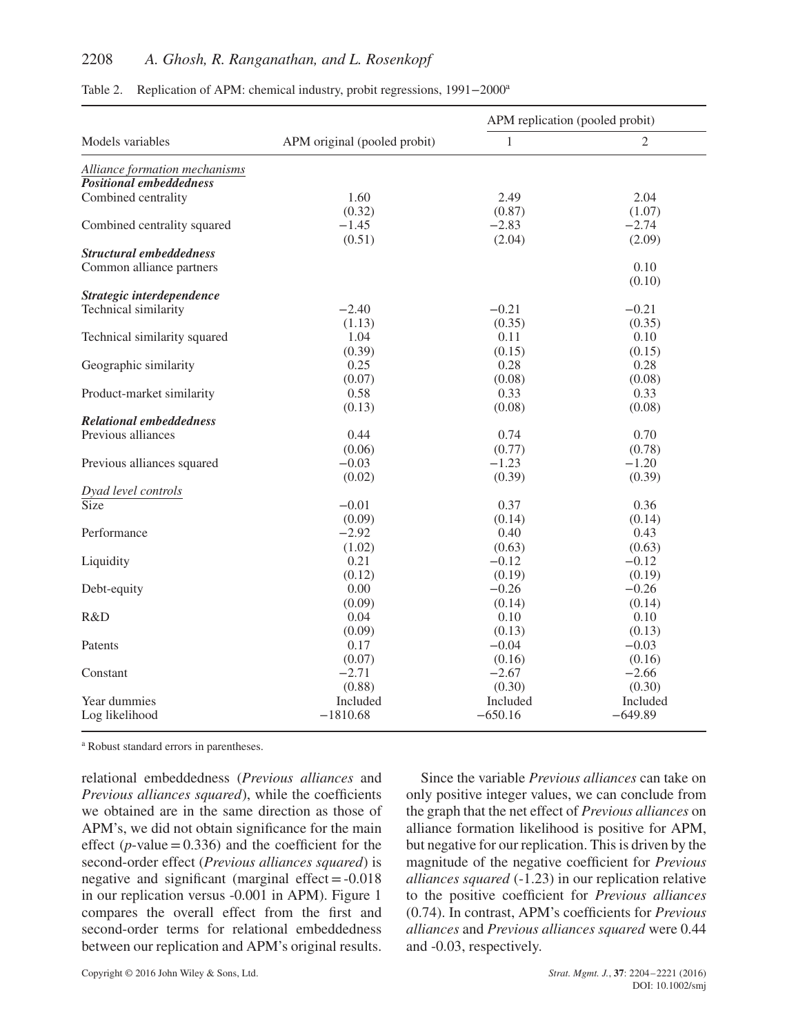Table 2. Replication of APM: chemical industry, probit regressions, 1991−2000[a]

| Models variables | APM original (pooled probit) | APM replication (pooled probit) | |
|---|---|---|---|
| | | 1 | 2 |
| *Alliance formation mechanisms* | | | |
| ***Positional embeddedness*** | | | |
| Combined centrality | 1.60 | 2.49 | 2.04 |
| | (0.32) | (0.87) | (1.07) |
| Combined centrality squared | −1.45 | −2.83 | −2.74 |
| | (0.51) | (2.04) | (2.09) |
| ***Structural embeddedness*** | | | |
| Common alliance partners | | | 0.10 |
| | | | (0.10) |
| ***Strategic interdependence*** | | | |
| Technical similarity | −2.40 | −0.21 | −0.21 |
| | (1.13) | (0.35) | (0.35) |
| Technical similarity squared | 1.04 | 0.11 | 0.10 |
| | (0.39) | (0.15) | (0.15) |
| Geographic similarity | 0.25 | 0.28 | 0.28 |
| | (0.07) | (0.08) | (0.08) |
| Product-market similarity | 0.58 | 0.33 | 0.33 |
| | (0.13) | (0.08) | (0.08) |
| ***Relational embeddedness*** | | | |
| Previous alliances | 0.44 | 0.74 | 0.70 |
| | (0.06) | (0.77) | (0.78) |
| Previous alliances squared | −0.03 | −1.23 | −1.20 |
| | (0.02) | (0.39) | (0.39) |
| *Dyad level controls* | | | |
| Size | −0.01 | 0.37 | 0.36 |
| | (0.09) | (0.14) | (0.14) |
| Performance | −2.92 | 0.40 | 0.43 |
| | (1.02) | (0.63) | (0.63) |
| Liquidity | 0.21 | −0.12 | −0.12 |
| | (0.12) | (0.19) | (0.19) |
| Debt-equity | 0.00 | −0.26 | −0.26 |
| | (0.09) | (0.14) | (0.14) |
| R&D | 0.04 | 0.10 | 0.10 |
| | (0.09) | (0.13) | (0.13) |
| Patents | 0.17 | −0.04 | −0.03 |
| | (0.07) | (0.16) | (0.16) |
| Constant | −2.71 | −2.67 | −2.66 |
| | (0.88) | (0.30) | (0.30) |
| Year dummies | Included | Included | Included |
| Log likelihood | −1810.68 | −650.16 | −649.89 |

[a] Robust standard errors in parentheses.

relational embeddedness (*Previous alliances* and *Previous alliances squared*), while the coefficients we obtained are in the same direction as those of APM's, we did not obtain significance for the main effect ($p$-value = 0.336) and the coefficient for the second-order effect (*Previous alliances squared*) is negative and significant (marginal effect = -0.018 in our replication versus -0.001 in APM). Figure 1 compares the overall effect from the first and second-order terms for relational embeddedness between our replication and APM's original results.

Since the variable *Previous alliances* can take on only positive integer values, we can conclude from the graph that the net effect of *Previous alliances* on alliance formation likelihood is positive for APM, but negative for our replication. This is driven by the magnitude of the negative coefficient for *Previous alliances squared* (-1.23) in our replication relative to the positive coefficient for *Previous alliances* (0.74). In contrast, APM's coefficients for *Previous alliances* and *Previous alliances squared* were 0.44 and -0.03, respectively.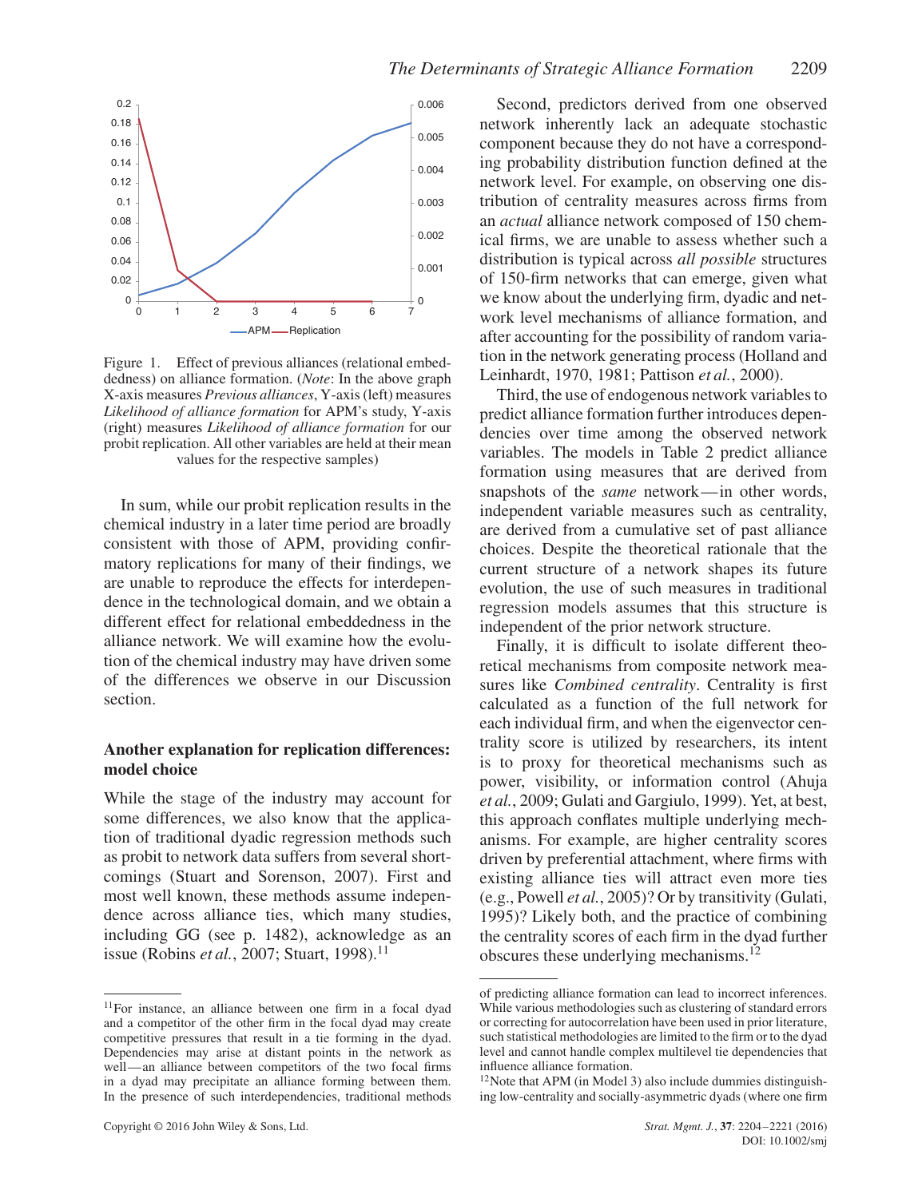Figure 1. Effect of previous alliances (relational embeddedness) on alliance formation. (*Note*: In the above graph X-axis measures *Previous alliances*, Y-axis (left) measures *Likelihood of alliance formation* for APM's study, Y-axis (right) measures *Likelihood of alliance formation* for our probit replication. All other variables are held at their mean values for the respective samples)

In sum, while our probit replication results in the chemical industry in a later time period are broadly consistent with those of APM, providing confirmatory replications for many of their findings, we are unable to reproduce the effects for interdependence in the technological domain, and we obtain a different effect for relational embeddedness in the alliance network. We will examine how the evolution of the chemical industry may have driven some of the differences we observe in our Discussion section.

## Another explanation for replication differences: model choice

While the stage of the industry may account for some differences, we also know that the application of traditional dyadic regression methods such as probit to network data suffers from several shortcomings (Stuart and Sorenson, 2007). First and most well known, these methods assume independence across alliance ties, which many studies, including GG (see p. 1482), acknowledge as an issue (Robins *et al.*, 2007; Stuart, 1998).[11]

Second, predictors derived from one observed network inherently lack an adequate stochastic component because they do not have a corresponding probability distribution function defined at the network level. For example, on observing one distribution of centrality measures across firms from an *actual* alliance network composed of 150 chemical firms, we are unable to assess whether such a distribution is typical across *all possible* structures of 150-firm networks that can emerge, given what we know about the underlying firm, dyadic and network level mechanisms of alliance formation, and after accounting for the possibility of random variation in the network generating process (Holland and Leinhardt, 1970, 1981; Pattison *et al.*, 2000).

Third, the use of endogenous network variables to predict alliance formation further introduces dependencies over time among the observed network variables. The models in Table 2 predict alliance formation using measures that are derived from snapshots of the *same* network—in other words, independent variable measures such as centrality, are derived from a cumulative set of past alliance choices. Despite the theoretical rationale that the current structure of a network shapes its future evolution, the use of such measures in traditional regression models assumes that this structure is independent of the prior network structure.

Finally, it is difficult to isolate different theoretical mechanisms from composite network measures like *Combined centrality*. Centrality is first calculated as a function of the full network for each individual firm, and when the eigenvector centrality score is utilized by researchers, its intent is to proxy for theoretical mechanisms such as power, visibility, or information control (Ahuja *et al.*, 2009; Gulati and Gargiulo, 1999). Yet, at best, this approach conflates multiple underlying mechanisms. For example, are higher centrality scores driven by preferential attachment, where firms with existing alliance ties will attract even more ties (e.g., Powell *et al.*, 2005)? Or by transitivity (Gulati, 1995)? Likely both, and the practice of combining the centrality scores of each firm in the dyad further obscures these underlying mechanisms.[12]

---

[11] For instance, an alliance between one firm in a focal dyad and a competitor of the other firm in the focal dyad may create competitive pressures that result in a tie forming in the dyad. Dependencies may arise at distant points in the network as well—an alliance between competitors of the two focal firms in a dyad may precipitate an alliance forming between them. In the presence of such interdependencies, traditional methods of predicting alliance formation can lead to incorrect inferences. While various methodologies such as clustering of standard errors or correcting for autocorrelation have been used in prior literature, such statistical methodologies are limited to the firm or to the dyad level and cannot handle complex multilevel tie dependencies that influence alliance formation.

[12] Note that APM (in Model 3) also include dummies distinguishing low-centrality and socially-asymmetric dyads (where one firm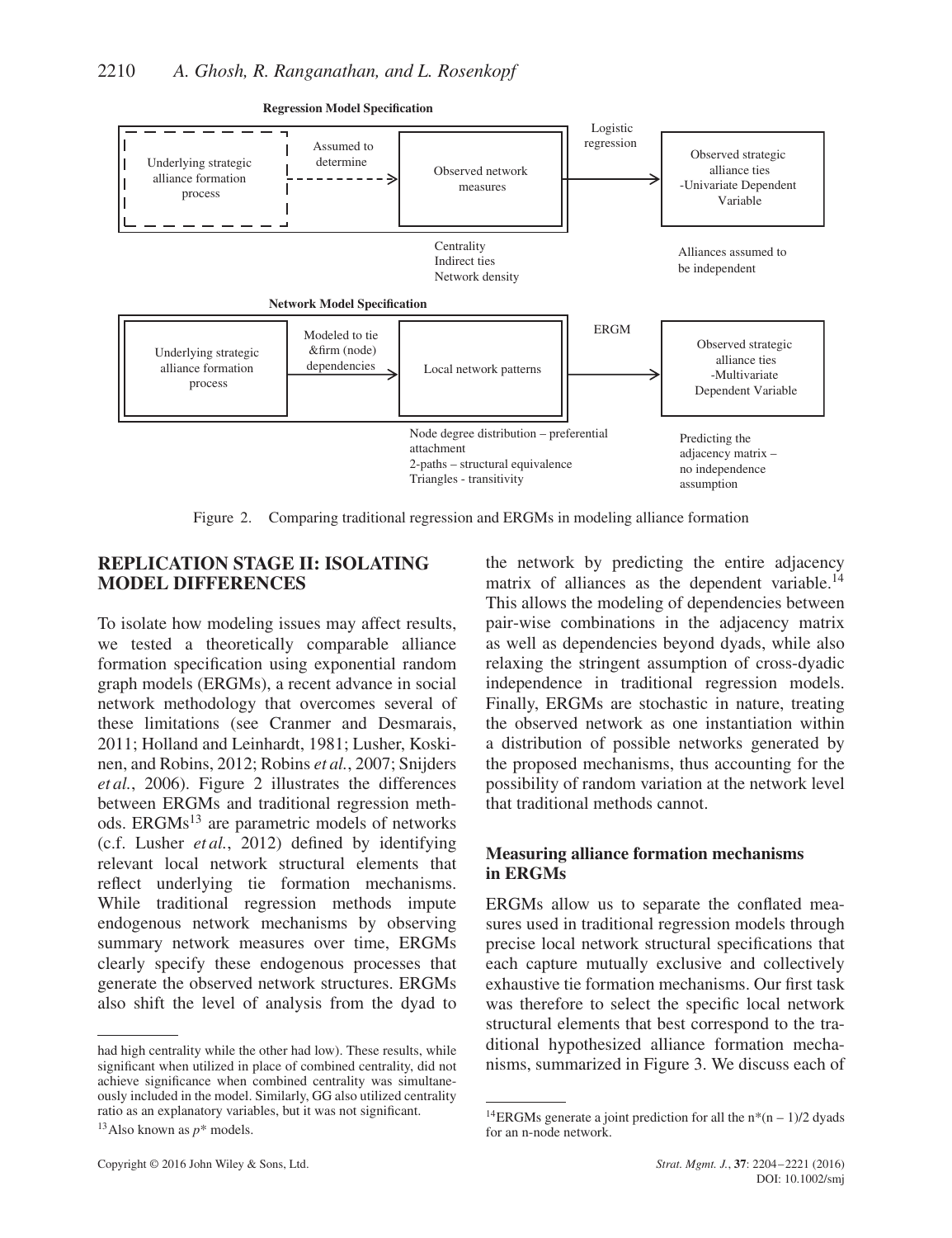**Regression Model Specification**

Underlying strategic alliance formation process — Assumed to determine → Observed network measures — Logistic regression → Observed strategic alliance ties -Univariate Dependent Variable

Centrality
Indirect ties
Network density

Alliances assumed to be independent

**Network Model Specification**

Underlying strategic alliance formation process — Modeled to tie &firm (node) dependencies → Local network patterns — ERGM → Observed strategic alliance ties -Multivariate Dependent Variable

Node degree distribution – preferential attachment
2-paths – structural equivalence
Triangles - transitivity

Predicting the adjacency matrix – no independence assumption

Figure 2. Comparing traditional regression and ERGMs in modeling alliance formation

## REPLICATION STAGE II: ISOLATING MODEL DIFFERENCES

To isolate how modeling issues may affect results, we tested a theoretically comparable alliance formation specification using exponential random graph models (ERGMs), a recent advance in social network methodology that overcomes several of these limitations (see Cranmer and Desmarais, 2011; Holland and Leinhardt, 1981; Lusher, Koskinen, and Robins, 2012; Robins *et al.*, 2007; Snijders *et al.*, 2006). Figure 2 illustrates the differences between ERGMs and traditional regression methods. ERGMs[13] are parametric models of networks (c.f. Lusher *et al.*, 2012) defined by identifying relevant local network structural elements that reflect underlying tie formation mechanisms. While traditional regression methods impute endogenous network mechanisms by observing summary network measures over time, ERGMs clearly specify these endogenous processes that generate the observed network structures. ERGMs also shift the level of analysis from the dyad to the network by predicting the entire adjacency matrix of alliances as the dependent variable.[14] This allows the modeling of dependencies between pair-wise combinations in the adjacency matrix as well as dependencies beyond dyads, while also relaxing the stringent assumption of cross-dyadic independence in traditional regression models. Finally, ERGMs are stochastic in nature, treating the observed network as one instantiation within a distribution of possible networks generated by the proposed mechanisms, thus accounting for the possibility of random variation at the network level that traditional methods cannot.

### Measuring alliance formation mechanisms in ERGMs

ERGMs allow us to separate the conflated measures used in traditional regression models through precise local network structural specifications that each capture mutually exclusive and collectively exhaustive tie formation mechanisms. Our first task was therefore to select the specific local network structural elements that best correspond to the traditional hypothesized alliance formation mechanisms, summarized in Figure 3. We discuss each of

---

had high centrality while the other had low). These results, while significant when utilized in place of combined centrality, did not achieve significance when combined centrality was simultaneously included in the model. Similarly, GG also utilized centrality ratio as an explanatory variables, but it was not significant.

[13] Also known as *p*\* models.

[14] ERGMs generate a joint prediction for all the $n*(n-1)/2$ dyads for an n-node network.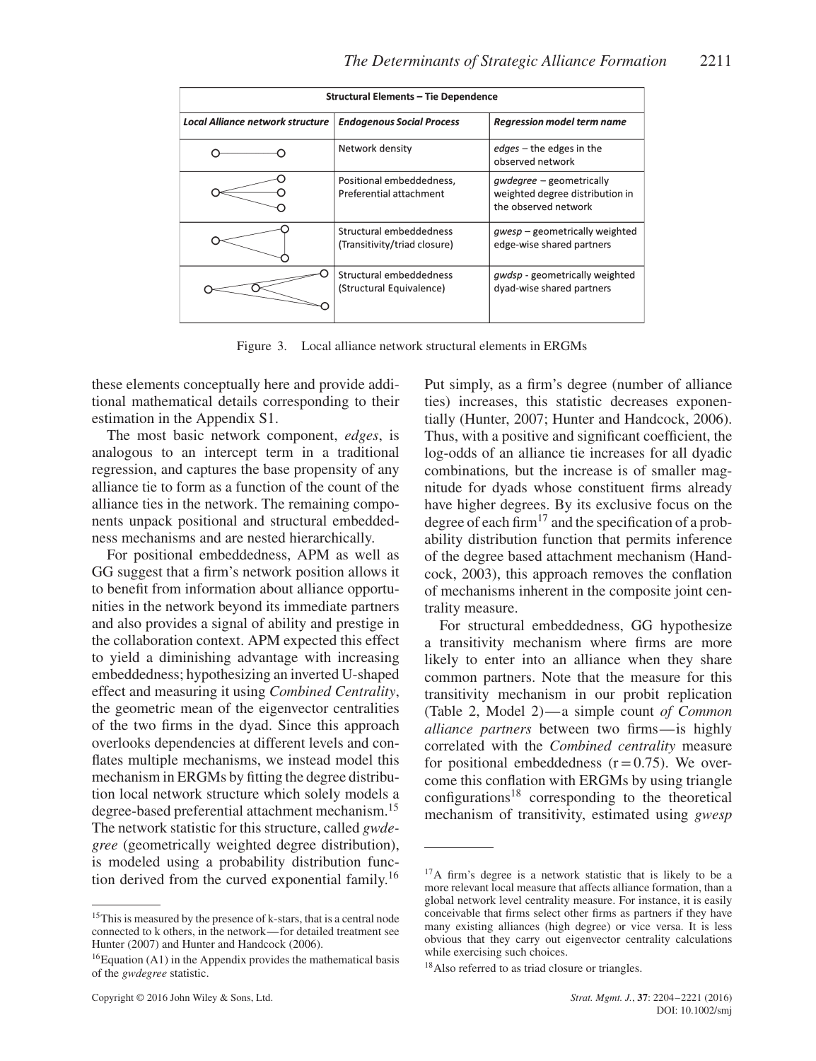| Structural Elements – Tie Dependence | | |
|---|---|---|
| *Local Alliance network structure* | *Endogenous Social Process* | *Regression model term name* |
| | Network density | *edges* – the edges in the observed network |
| | Positional embeddedness, Preferential attachment | *gwdegree* – geometrically weighted degree distribution in the observed network |
| | Structural embeddedness (Transitivity/triad closure) | *gwesp* – geometrically weighted edge-wise shared partners |
| | Structural embeddedness (Structural Equivalence) | *gwdsp* - geometrically weighted dyad-wise shared partners |

Figure 3. Local alliance network structural elements in ERGMs

these elements conceptually here and provide additional mathematical details corresponding to their estimation in the Appendix S1.

The most basic network component, *edges*, is analogous to an intercept term in a traditional regression, and captures the base propensity of any alliance tie to form as a function of the count of the alliance ties in the network. The remaining components unpack positional and structural embeddedness mechanisms and are nested hierarchically.

For positional embeddedness, APM as well as GG suggest that a firm's network position allows it to benefit from information about alliance opportunities in the network beyond its immediate partners and also provides a signal of ability and prestige in the collaboration context. APM expected this effect to yield a diminishing advantage with increasing embeddedness; hypothesizing an inverted U-shaped effect and measuring it using *Combined Centrality*, the geometric mean of the eigenvector centralities of the two firms in the dyad. Since this approach overlooks dependencies at different levels and conflates multiple mechanisms, we instead model this mechanism in ERGMs by fitting the degree distribution local network structure which solely models a degree-based preferential attachment mechanism.[15] The network statistic for this structure, called *gwdegree* (geometrically weighted degree distribution), is modeled using a probability distribution function derived from the curved exponential family.[16] Put simply, as a firm's degree (number of alliance ties) increases, this statistic decreases exponentially (Hunter, 2007; Hunter and Handcock, 2006). Thus, with a positive and significant coefficient, the log-odds of an alliance tie increases for all dyadic combinations, but the increase is of smaller magnitude for dyads whose constituent firms already have higher degrees. By its exclusive focus on the degree of each firm[17] and the specification of a probability distribution function that permits inference of the degree based attachment mechanism (Handcock, 2003), this approach removes the conflation of mechanisms inherent in the composite joint centrality measure.

For structural embeddedness, GG hypothesize a transitivity mechanism where firms are more likely to enter into an alliance when they share common partners. Note that the measure for this transitivity mechanism in our probit replication (Table 2, Model 2)—a simple count *of Common alliance partners* between two firms—is highly correlated with the *Combined centrality* measure for positional embeddedness ($r = 0.75$). We overcome this conflation with ERGMs by using triangle configurations[18] corresponding to the theoretical mechanism of transitivity, estimated using *gwesp*

---

[15] This is measured by the presence of k-stars, that is a central node connected to k others, in the network—for detailed treatment see Hunter (2007) and Hunter and Handcock (2006).

[16] Equation (A1) in the Appendix provides the mathematical basis of the *gwdegree* statistic.

[17] A firm's degree is a network statistic that is likely to be a more relevant local measure that affects alliance formation, than a global network level centrality measure. For instance, it is easily conceivable that firms select other firms as partners if they have many existing alliances (high degree) or vice versa. It is less obvious that they carry out eigenvector centrality calculations while exercising such choices.

[18] Also referred to as triad closure or triangles.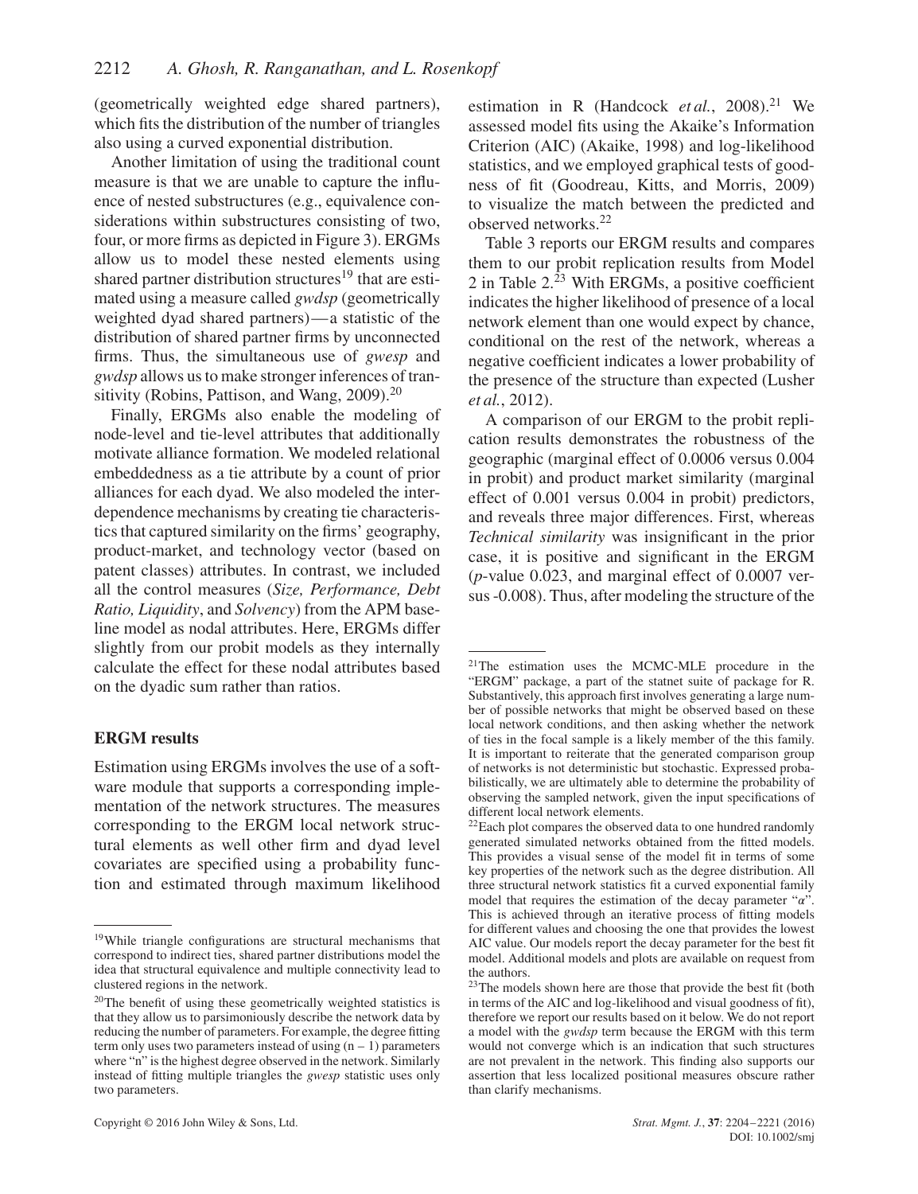(geometrically weighted edge shared partners), which fits the distribution of the number of triangles also using a curved exponential distribution.

Another limitation of using the traditional count measure is that we are unable to capture the influence of nested substructures (e.g., equivalence considerations within substructures consisting of two, four, or more firms as depicted in Figure 3). ERGMs allow us to model these nested elements using shared partner distribution structures[19] that are estimated using a measure called *gwdsp* (geometrically weighted dyad shared partners)—a statistic of the distribution of shared partner firms by unconnected firms. Thus, the simultaneous use of *gwesp* and *gwdsp* allows us to make stronger inferences of transitivity (Robins, Pattison, and Wang, 2009).[20]

Finally, ERGMs also enable the modeling of node-level and tie-level attributes that additionally motivate alliance formation. We modeled relational embeddedness as a tie attribute by a count of prior alliances for each dyad. We also modeled the interdependence mechanisms by creating tie characteristics that captured similarity on the firms' geography, product-market, and technology vector (based on patent classes) attributes. In contrast, we included all the control measures (*Size, Performance, Debt Ratio, Liquidity*, and *Solvency*) from the APM baseline model as nodal attributes. Here, ERGMs differ slightly from our probit models as they internally calculate the effect for these nodal attributes based on the dyadic sum rather than ratios.

## ERGM results

Estimation using ERGMs involves the use of a software module that supports a corresponding implementation of the network structures. The measures corresponding to the ERGM local network structural elements as well other firm and dyad level covariates are specified using a probability function and estimated through maximum likelihood estimation in R (Handcock *et al.*, 2008).[21] We assessed model fits using the Akaike's Information Criterion (AIC) (Akaike, 1998) and log-likelihood statistics, and we employed graphical tests of goodness of fit (Goodreau, Kitts, and Morris, 2009) to visualize the match between the predicted and observed networks.[22]

Table 3 reports our ERGM results and compares them to our probit replication results from Model 2 in Table 2.[23] With ERGMs, a positive coefficient indicates the higher likelihood of presence of a local network element than one would expect by chance, conditional on the rest of the network, whereas a negative coefficient indicates a lower probability of the presence of the structure than expected (Lusher *et al.*, 2012).

A comparison of our ERGM to the probit replication results demonstrates the robustness of the geographic (marginal effect of 0.0006 versus 0.004 in probit) and product market similarity (marginal effect of 0.001 versus 0.004 in probit) predictors, and reveals three major differences. First, whereas *Technical similarity* was insignificant in the prior case, it is positive and significant in the ERGM (*p*-value 0.023, and marginal effect of 0.0007 versus -0.008). Thus, after modeling the structure of the

---

[19]While triangle configurations are structural mechanisms that correspond to indirect ties, shared partner distributions model the idea that structural equivalence and multiple connectivity lead to clustered regions in the network.

[20]The benefit of using these geometrically weighted statistics is that they allow us to parsimoniously describe the network data by reducing the number of parameters. For example, the degree fitting term only uses two parameters instead of using $(n - 1)$ parameters where "n" is the highest degree observed in the network. Similarly instead of fitting multiple triangles the *gwesp* statistic uses only two parameters.

[21]The estimation uses the MCMC-MLE procedure in the "ERGM" package, a part of the statnet suite of package for R. Substantively, this approach first involves generating a large number of possible networks that might be observed based on these local network conditions, and then asking whether the network of ties in the focal sample is a likely member of the this family. It is important to reiterate that the generated comparison group of networks is not deterministic but stochastic. Expressed probabilistically, we are ultimately able to determine the probability of observing the sampled network, given the input specifications of different local network elements.

[22]Each plot compares the observed data to one hundred randomly generated simulated networks obtained from the fitted models. This provides a visual sense of the model fit in terms of some key properties of the network such as the degree distribution. All three structural network statistics fit a curved exponential family model that requires the estimation of the decay parameter "$\alpha$". This is achieved through an iterative process of fitting models for different values and choosing the one that provides the lowest AIC value. Our models report the decay parameter for the best fit model. Additional models and plots are available on request from the authors.

[23]The models shown here are those that provide the best fit (both in terms of the AIC and log-likelihood and visual goodness of fit), therefore we report our results based on it below. We do not report a model with the *gwdsp* term because the ERGM with this term would not converge which is an indication that such structures are not prevalent in the network. This finding also supports our assertion that less localized positional measures obscure rather than clarify mechanisms.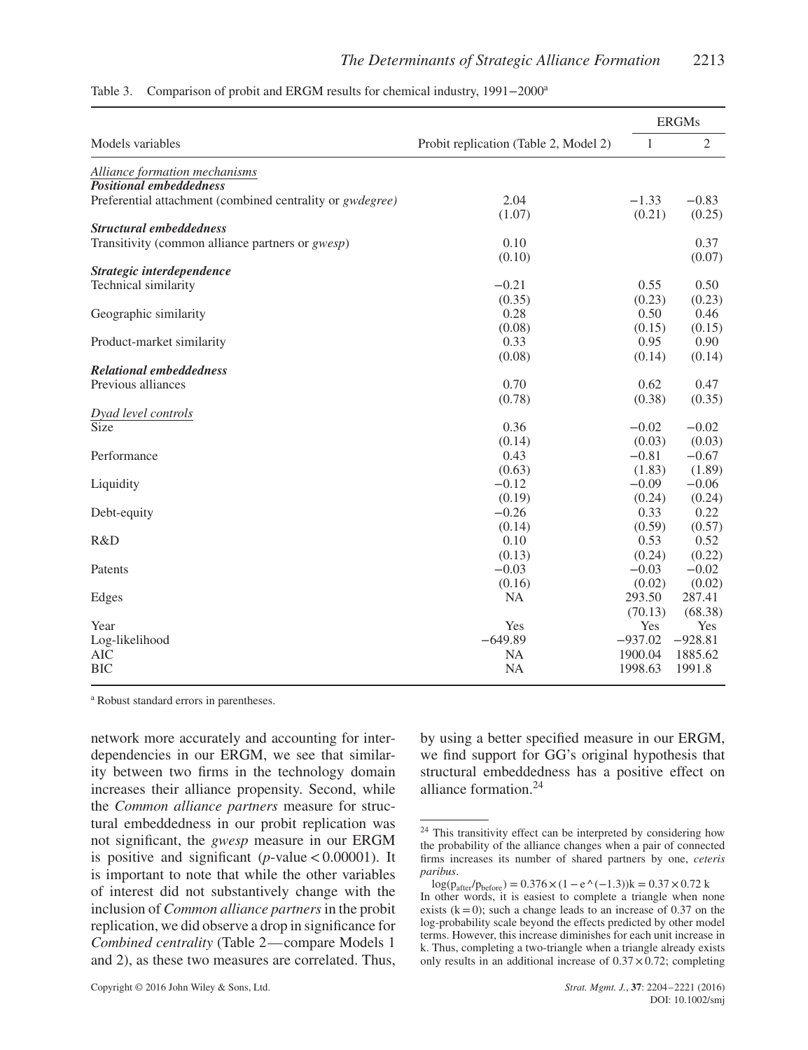Table 3. Comparison of probit and ERGM results for chemical industry, 1991–2000[a]

| Models variables | Probit replication (Table 2, Model 2) | ERGMs 1 | ERGMs 2 |
|---|---|---|---|
| *Alliance formation mechanisms* | | | |
| ***Positional embeddedness*** | | | |
| Preferential attachment (combined centrality or *gwdegree*) | 2.04 | −1.33 | −0.83 |
| | (1.07) | (0.21) | (0.25) |
| ***Structural embeddedness*** | | | |
| Transitivity (common alliance partners or *gwesp*) | 0.10 | | 0.37 |
| | (0.10) | | (0.07) |
| ***Strategic interdependence*** | | | |
| Technical similarity | −0.21 | 0.55 | 0.50 |
| | (0.35) | (0.23) | (0.23) |
| Geographic similarity | 0.28 | 0.50 | 0.46 |
| | (0.08) | (0.15) | (0.15) |
| Product-market similarity | 0.33 | 0.95 | 0.90 |
| | (0.08) | (0.14) | (0.14) |
| ***Relational embeddedness*** | | | |
| Previous alliances | 0.70 | 0.62 | 0.47 |
| | (0.78) | (0.38) | (0.35) |
| *Dyad level controls* | | | |
| Size | 0.36 | −0.02 | −0.02 |
| | (0.14) | (0.03) | (0.03) |
| Performance | 0.43 | −0.81 | −0.67 |
| | (0.63) | (1.83) | (1.89) |
| Liquidity | −0.12 | −0.09 | −0.06 |
| | (0.19) | (0.24) | (0.24) |
| Debt-equity | −0.26 | 0.33 | 0.22 |
| | (0.14) | (0.59) | (0.57) |
| R&D | 0.10 | 0.53 | 0.52 |
| | (0.13) | (0.24) | (0.22) |
| Patents | −0.03 | −0.03 | −0.02 |
| | (0.16) | (0.02) | (0.02) |
| Edges | NA | 293.50 | 287.41 |
| | | (70.13) | (68.38) |
| Year | Yes | Yes | Yes |
| Log-likelihood | −649.89 | −937.02 | −928.81 |
| AIC | NA | 1900.04 | 1885.62 |
| BIC | NA | 1998.63 | 1991.8 |

[a] Robust standard errors in parentheses.

network more accurately and accounting for interdependencies in our ERGM, we see that similarity between two firms in the technology domain increases their alliance propensity. Second, while the *Common alliance partners* measure for structural embeddedness in our probit replication was not significant, the *gwesp* measure in our ERGM is positive and significant ($p$-value $< 0.00001$). It is important to note that while the other variables of interest did not substantively change with the inclusion of *Common alliance partners* in the probit replication, we did observe a drop in significance for *Combined centrality* (Table 2—compare Models 1 and 2), as these two measures are correlated. Thus, by using a better specified measure in our ERGM, we find support for GG's original hypothesis that structural embeddedness has a positive effect on alliance formation.[24]

[24] This transitivity effect can be interpreted by considering how the probability of the alliance changes when a pair of connected firms increases its number of shared partners by one, *ceteris paribus*.

$\log(p_{after}/p_{before}) = 0.376 \times (1 - e^{\wedge}(-1.3))k = 0.37 \times 0.72\ k$

In other words, it is easiest to complete a triangle when none exists ($k = 0$); such a change leads to an increase of 0.37 on the log-probability scale beyond the effects predicted by other model terms. However, this increase diminishes for each unit increase in k. Thus, completing a two-triangle when a triangle already exists only results in an additional increase of $0.37 \times 0.72$; completing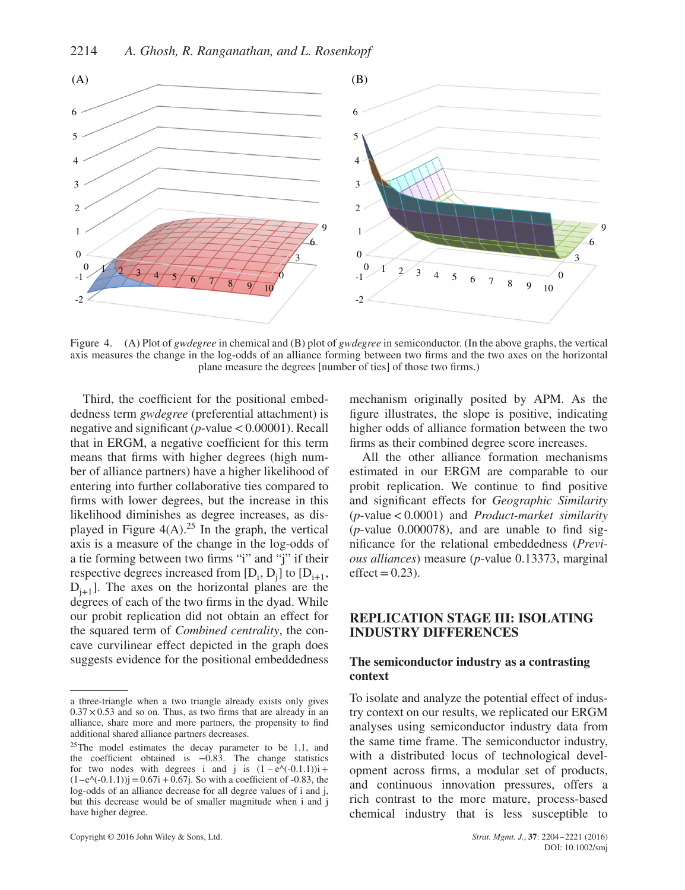Figure 4. (A) Plot of *gwdegree* in chemical and (B) plot of *gwdegree* in semiconductor. (In the above graphs, the vertical axis measures the change in the log-odds of an alliance forming between two firms and the two axes on the horizontal plane measure the degrees [number of ties] of those two firms.)

Third, the coefficient for the positional embeddedness term *gwdegree* (preferential attachment) is negative and significant ($p$-value < 0.00001). Recall that in ERGM, a negative coefficient for this term means that firms with higher degrees (high number of alliance partners) have a higher likelihood of entering into further collaborative ties compared to firms with lower degrees, but the increase in this likelihood diminishes as degree increases, as displayed in Figure 4(A).[25] In the graph, the vertical axis is a measure of the change in the log-odds of a tie forming between two firms "i" and "j" if their respective degrees increased from [$D_i$, $D_j$] to [$D_{i+1}$, $D_{j+1}$]. The axes on the horizontal planes are the degrees of each of the two firms in the dyad. While our probit replication did not obtain an effect for the squared term of *Combined centrality*, the concave curvilinear effect depicted in the graph does suggests evidence for the positional embeddedness mechanism originally posited by APM. As the figure illustrates, the slope is positive, indicating higher odds of alliance formation between the two firms as their combined degree score increases.

All the other alliance formation mechanisms estimated in our ERGM are comparable to our probit replication. We continue to find positive and significant effects for *Geographic Similarity* ($p$-value < 0.0001) and *Product-market similarity* ($p$-value 0.000078), and are unable to find significance for the relational embeddedness (*Previous alliances*) measure ($p$-value 0.13373, marginal effect = 0.23).

## REPLICATION STAGE III: ISOLATING INDUSTRY DIFFERENCES

### The semiconductor industry as a contrasting context

To isolate and analyze the potential effect of industry context on our results, we replicated our ERGM analyses using semiconductor industry data from the same time frame. The semiconductor industry, with a distributed locus of technological development across firms, a modular set of products, and continuous innovation pressures, offers a rich contrast to the more mature, process-based chemical industry that is less susceptible to

---

a three-triangle when a two triangle already exists only gives $0.37 \times 0.53$ and so on. Thus, as two firms that are already in an alliance, share more and more partners, the propensity to find additional shared alliance partners decreases.

[25] The model estimates the decay parameter to be 1.1, and the coefficient obtained is −0.83. The change statistics for two nodes with degrees i and j is $(1 - e^{(-0.1.1)})i + (1 - e^{(-0.1.1)})j = 0.67i + 0.67j$. So with a coefficient of -0.83, the log-odds of an alliance decrease for all degree values of i and j, but this decrease would be of smaller magnitude when i and j have higher degree.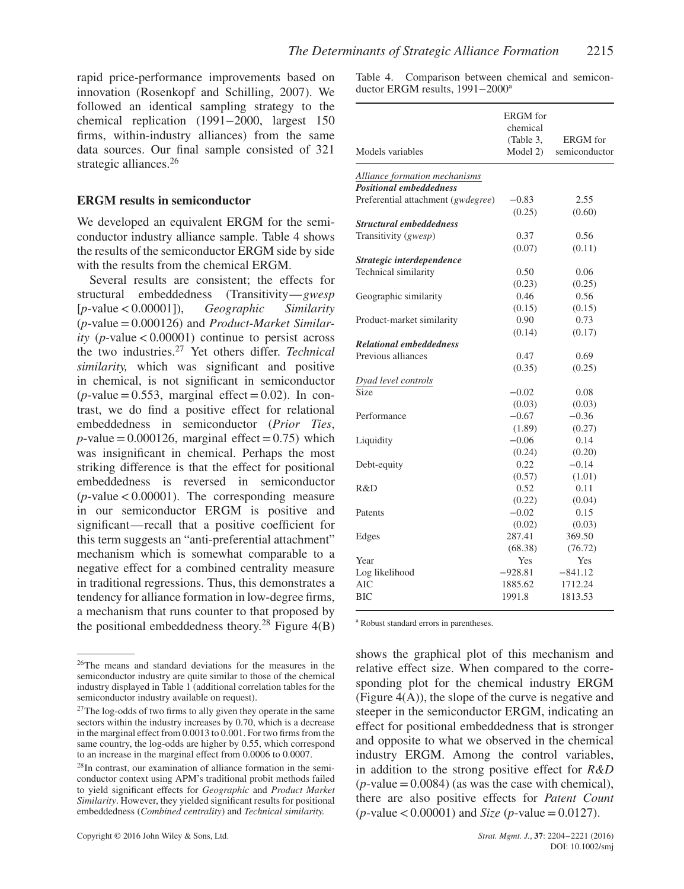rapid price-performance improvements based on innovation (Rosenkopf and Schilling, 2007). We followed an identical sampling strategy to the chemical replication (1991–2000, largest 150 firms, within-industry alliances) from the same data sources. Our final sample consisted of 321 strategic alliances.[26]

### ERGM results in semiconductor

We developed an equivalent ERGM for the semiconductor industry alliance sample. Table 4 shows the results of the semiconductor ERGM side by side with the results from the chemical ERGM.

Several results are consistent; the effects for structural embeddedness (Transitivity—*gwesp* [*p*-value < 0.00001]), *Geographic Similarity* (*p*-value = 0.000126) and *Product-Market Similarity* (*p*-value < 0.00001) continue to persist across the two industries.[27] Yet others differ. *Technical similarity,* which was significant and positive in chemical, is not significant in semiconductor (*p*-value = 0.553, marginal effect = 0.02). In contrast, we do find a positive effect for relational embeddedness in semiconductor (*Prior Ties*, *p*-value = 0.000126, marginal effect = 0.75) which was insignificant in chemical. Perhaps the most striking difference is that the effect for positional embeddedness is reversed in semiconductor (*p*-value < 0.00001). The corresponding measure in our semiconductor ERGM is positive and significant—recall that a positive coefficient for this term suggests an "anti-preferential attachment" mechanism which is somewhat comparable to a negative effect for a combined centrality measure in traditional regressions. Thus, this demonstrates a tendency for alliance formation in low-degree firms, a mechanism that runs counter to that proposed by the positional embeddedness theory.[28] Figure 4(B) shows the graphical plot of this mechanism and relative effect size. When compared to the corresponding plot for the chemical industry ERGM (Figure 4(A)), the slope of the curve is negative and steeper in the semiconductor ERGM, indicating an effect for positional embeddedness that is stronger and opposite to what we observed in the chemical industry ERGM. Among the control variables, in addition to the strong positive effect for *R&D* (*p*-value = 0.0084) (as was the case with chemical), there are also positive effects for *Patent Count* (*p*-value < 0.00001) and *Size* (*p*-value = 0.0127).

Table 4. Comparison between chemical and semiconductor ERGM results, 1991–2000[a]

| Models variables | ERGM for chemical (Table 3, Model 2) | ERGM for semiconductor |
|---|---|---|
| *Alliance formation mechanisms* | | |
| ***Positional embeddedness*** | | |
| Preferential attachment (*gwdegree*) | −0.83 | 2.55 |
| | (0.25) | (0.60) |
| ***Structural embeddedness*** | | |
| Transitivity (*gwesp*) | 0.37 | 0.56 |
| | (0.07) | (0.11) |
| ***Strategic interdependence*** | | |
| Technical similarity | 0.50 | 0.06 |
| | (0.23) | (0.25) |
| Geographic similarity | 0.46 | 0.56 |
| | (0.15) | (0.15) |
| Product-market similarity | 0.90 | 0.73 |
| | (0.14) | (0.17) |
| ***Relational embeddedness*** | | |
| Previous alliances | 0.47 | 0.69 |
| | (0.35) | (0.25) |
| *Dyad level controls* | | |
| Size | −0.02 | 0.08 |
| | (0.03) | (0.03) |
| Performance | −0.67 | −0.36 |
| | (1.89) | (0.27) |
| Liquidity | −0.06 | 0.14 |
| | (0.24) | (0.20) |
| Debt-equity | 0.22 | −0.14 |
| | (0.57) | (1.01) |
| R&D | 0.52 | 0.11 |
| | (0.22) | (0.04) |
| Patents | −0.02 | 0.15 |
| | (0.02) | (0.03) |
| Edges | 287.41 | 369.50 |
| | (68.38) | (76.72) |
| Year | Yes | Yes |
| Log likelihood | −928.81 | −841.12 |
| AIC | 1885.62 | 1712.24 |
| BIC | 1991.8 | 1813.53 |

[a] Robust standard errors in parentheses.

[26]The means and standard deviations for the measures in the semiconductor industry are quite similar to those of the chemical industry displayed in Table 1 (additional correlation tables for the semiconductor industry available on request).

[27]The log-odds of two firms to ally given they operate in the same sectors within the industry increases by 0.70, which is a decrease in the marginal effect from 0.0013 to 0.001. For two firms from the same country, the log-odds are higher by 0.55, which correspond to an increase in the marginal effect from 0.0006 to 0.0007.

[28]In contrast, our examination of alliance formation in the semiconductor context using APM's traditional probit methods failed to yield significant effects for *Geographic* and *Product Market Similarity*. However, they yielded significant results for positional embeddedness (*Combined centrality*) and *Technical similarity.*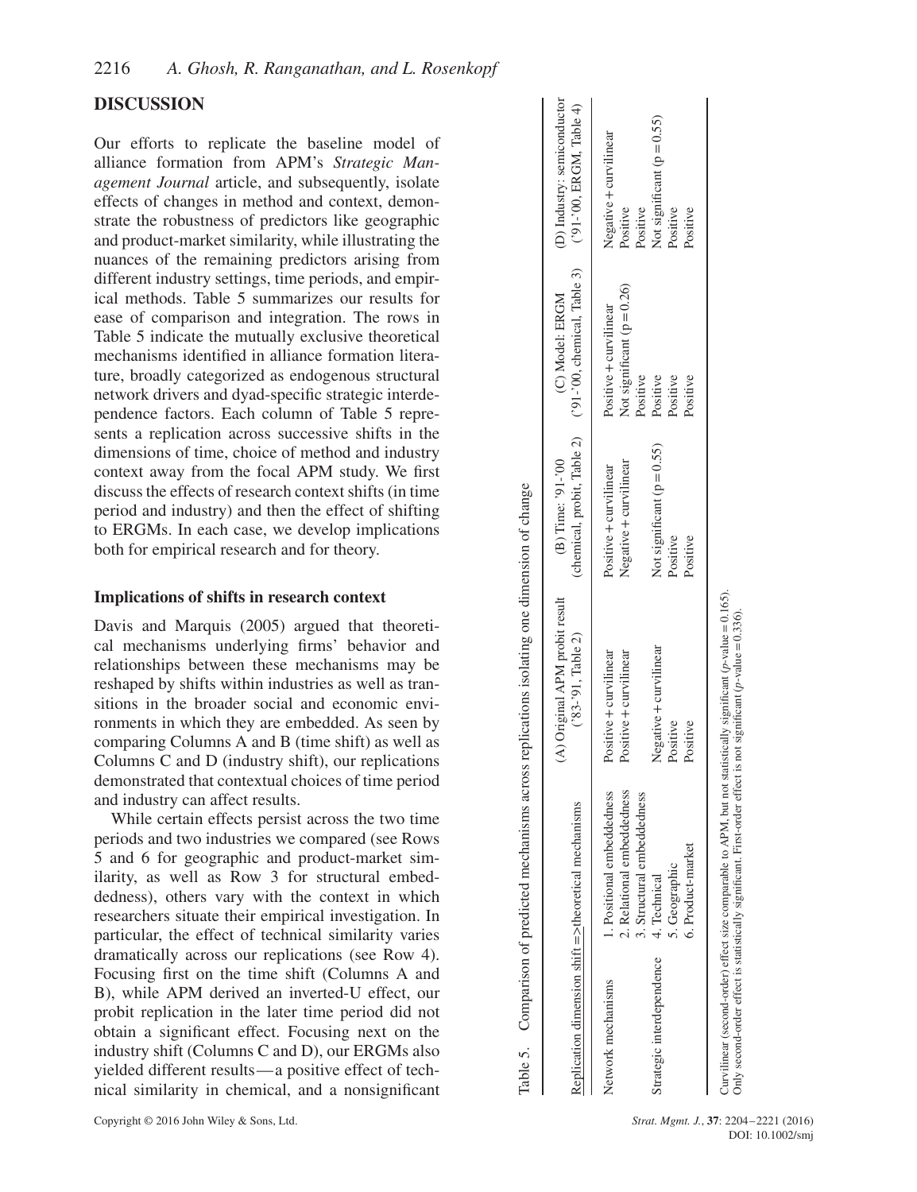## DISCUSSION

Our efforts to replicate the baseline model of alliance formation from APM's *Strategic Management Journal* article, and subsequently, isolate effects of changes in method and context, demonstrate the robustness of predictors like geographic and product-market similarity, while illustrating the nuances of the remaining predictors arising from different industry settings, time periods, and empirical methods. Table 5 summarizes our results for ease of comparison and integration. The rows in Table 5 indicate the mutually exclusive theoretical mechanisms identified in alliance formation literature, broadly categorized as endogenous structural network drivers and dyad-specific strategic interdependence factors. Each column of Table 5 represents a replication across successive shifts in the dimensions of time, choice of method and industry context away from the focal APM study. We first discuss the effects of research context shifts (in time period and industry) and then the effect of shifting to ERGMs. In each case, we develop implications both for empirical research and for theory.

### Implications of shifts in research context

Davis and Marquis (2005) argued that theoretical mechanisms underlying firms' behavior and relationships between these mechanisms may be reshaped by shifts within industries as well as transitions in the broader social and economic environments in which they are embedded. As seen by comparing Columns A and B (time shift) as well as Columns C and D (industry shift), our replications demonstrated that contextual choices of time period and industry can affect results.

While certain effects persist across the two time periods and two industries we compared (see Rows 5 and 6 for geographic and product-market similarity, as well as Row 3 for structural embeddedness), others vary with the context in which researchers situate their empirical investigation. In particular, the effect of technical similarity varies dramatically across our replications (see Row 4). Focusing first on the time shift (Columns A and B), while APM derived an inverted-U effect, our probit replication in the later time period did not obtain a significant effect. Focusing next on the industry shift (Columns C and D), our ERGMs also yielded different results—a positive effect of technical similarity in chemical, and a nonsignificant

Table 5. Comparison of predicted mechanisms across replications isolating one dimension of change

| Replication dimension shift => theoretical mechanisms | | (A) Original APM probit result ('83-'91, Table 2) | (B) Time: '91-'00 (chemical, probit, Table 2) | (C) Model: ERGM ('91-'00, chemical, Table 3) | (D) Industry: semiconductor ('91-'00, ERGM, Table 4) |
|---|---|---|---|---|---|
| Network mechanisms | 1. Positional embeddedness | Positive + curvilinear | Positive + curvilinear | Positive + curvilinear | Negative + curvilinear |
| | 2. Relational embeddedness | Positive + curvilinear | Negative + curvilinear | Not significant (p = 0.26) | Positive |
| | 3. Structural embeddedness | | | Positive | Positive |
| Strategic interdependence | 4. Technical | Negative + curvilinear | Not significant (p = 0.55) | Positive | Not significant (p = 0.55) |
| | 5. Geographic | Positive | Positive | Positive | Positive |
| | 6. Product-market | Positive | Positive | Positive | Positive |

Curvilinear (second-order) effect size comparable to APM, but not statistically significant (*p*-value = 0.165).
Only second-order effect is statistically significant. First-order effect is not significant (*p*-value = 0.336).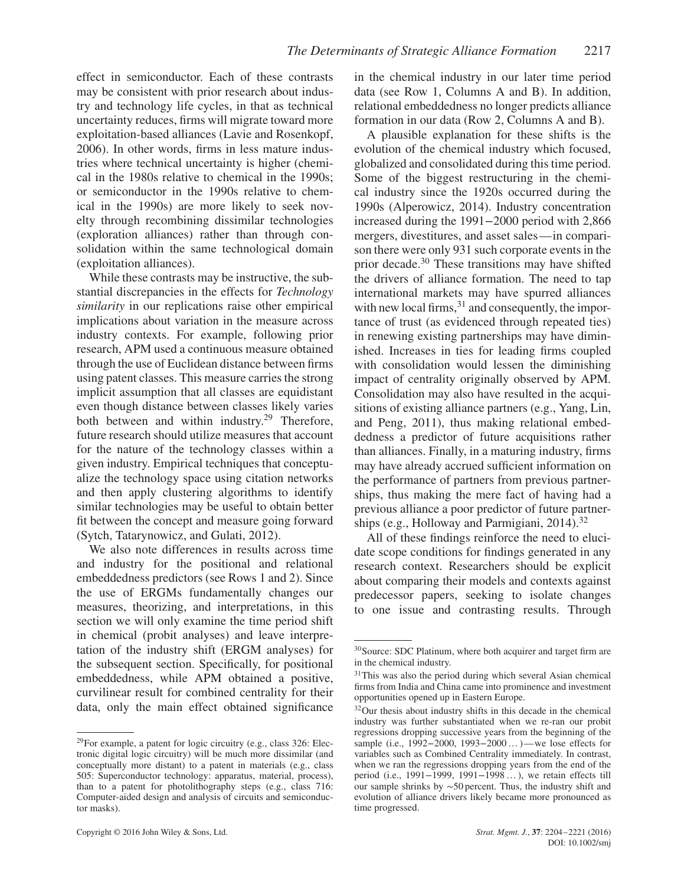effect in semiconductor. Each of these contrasts may be consistent with prior research about industry and technology life cycles, in that as technical uncertainty reduces, firms will migrate toward more exploitation-based alliances (Lavie and Rosenkopf, 2006). In other words, firms in less mature industries where technical uncertainty is higher (chemical in the 1980s relative to chemical in the 1990s; or semiconductor in the 1990s relative to chemical in the 1990s) are more likely to seek novelty through recombining dissimilar technologies (exploration alliances) rather than through consolidation within the same technological domain (exploitation alliances).

While these contrasts may be instructive, the substantial discrepancies in the effects for *Technology similarity* in our replications raise other empirical implications about variation in the measure across industry contexts. For example, following prior research, APM used a continuous measure obtained through the use of Euclidean distance between firms using patent classes. This measure carries the strong implicit assumption that all classes are equidistant even though distance between classes likely varies both between and within industry.[29] Therefore, future research should utilize measures that account for the nature of the technology classes within a given industry. Empirical techniques that conceptualize the technology space using citation networks and then apply clustering algorithms to identify similar technologies may be useful to obtain better fit between the concept and measure going forward (Sytch, Tatarynowicz, and Gulati, 2012).

We also note differences in results across time and industry for the positional and relational embeddedness predictors (see Rows 1 and 2). Since the use of ERGMs fundamentally changes our measures, theorizing, and interpretations, in this section we will only examine the time period shift in chemical (probit analyses) and leave interpretation of the industry shift (ERGM analyses) for the subsequent section. Specifically, for positional embeddedness, while APM obtained a positive, curvilinear result for combined centrality for their data, only the main effect obtained significance in the chemical industry in our later time period data (see Row 1, Columns A and B). In addition, relational embeddedness no longer predicts alliance formation in our data (Row 2, Columns A and B).

A plausible explanation for these shifts is the evolution of the chemical industry which focused, globalized and consolidated during this time period. Some of the biggest restructuring in the chemical industry since the 1920s occurred during the 1990s (Alperowicz, 2014). Industry concentration increased during the 1991–2000 period with 2,866 mergers, divestitures, and asset sales—in comparison there were only 931 such corporate events in the prior decade.[30] These transitions may have shifted the drivers of alliance formation. The need to tap international markets may have spurred alliances with new local firms,[31] and consequently, the importance of trust (as evidenced through repeated ties) in renewing existing partnerships may have diminished. Increases in ties for leading firms coupled with consolidation would lessen the diminishing impact of centrality originally observed by APM. Consolidation may also have resulted in the acquisitions of existing alliance partners (e.g., Yang, Lin, and Peng, 2011), thus making relational embeddedness a predictor of future acquisitions rather than alliances. Finally, in a maturing industry, firms may have already accrued sufficient information on the performance of partners from previous partnerships, thus making the mere fact of having had a previous alliance a poor predictor of future partnerships (e.g., Holloway and Parmigiani, 2014).[32]

All of these findings reinforce the need to elucidate scope conditions for findings generated in any research context. Researchers should be explicit about comparing their models and contexts against predecessor papers, seeking to isolate changes to one issue and contrasting results. Through

---

[29] For example, a patent for logic circuitry (e.g., class 326: Electronic digital logic circuitry) will be much more dissimilar (and conceptually more distant) to a patent in materials (e.g., class 505: Superconductor technology: apparatus, material, process), than to a patent for photolithography steps (e.g., class 716: Computer-aided design and analysis of circuits and semiconductor masks).

[30] Source: SDC Platinum, where both acquirer and target firm are in the chemical industry.

[31] This was also the period during which several Asian chemical firms from India and China came into prominence and investment opportunities opened up in Eastern Europe.

[32] Our thesis about industry shifts in this decade in the chemical industry was further substantiated when we re-ran our probit regressions dropping successive years from the beginning of the sample (i.e., 1992–2000, 1993–2000 … )—we lose effects for variables such as Combined Centrality immediately. In contrast, when we ran the regressions dropping years from the end of the period (i.e., 1991–1999, 1991–1998 … ), we retain effects till our sample shrinks by ∼50 percent. Thus, the industry shift and evolution of alliance drivers likely became more pronounced as time progressed.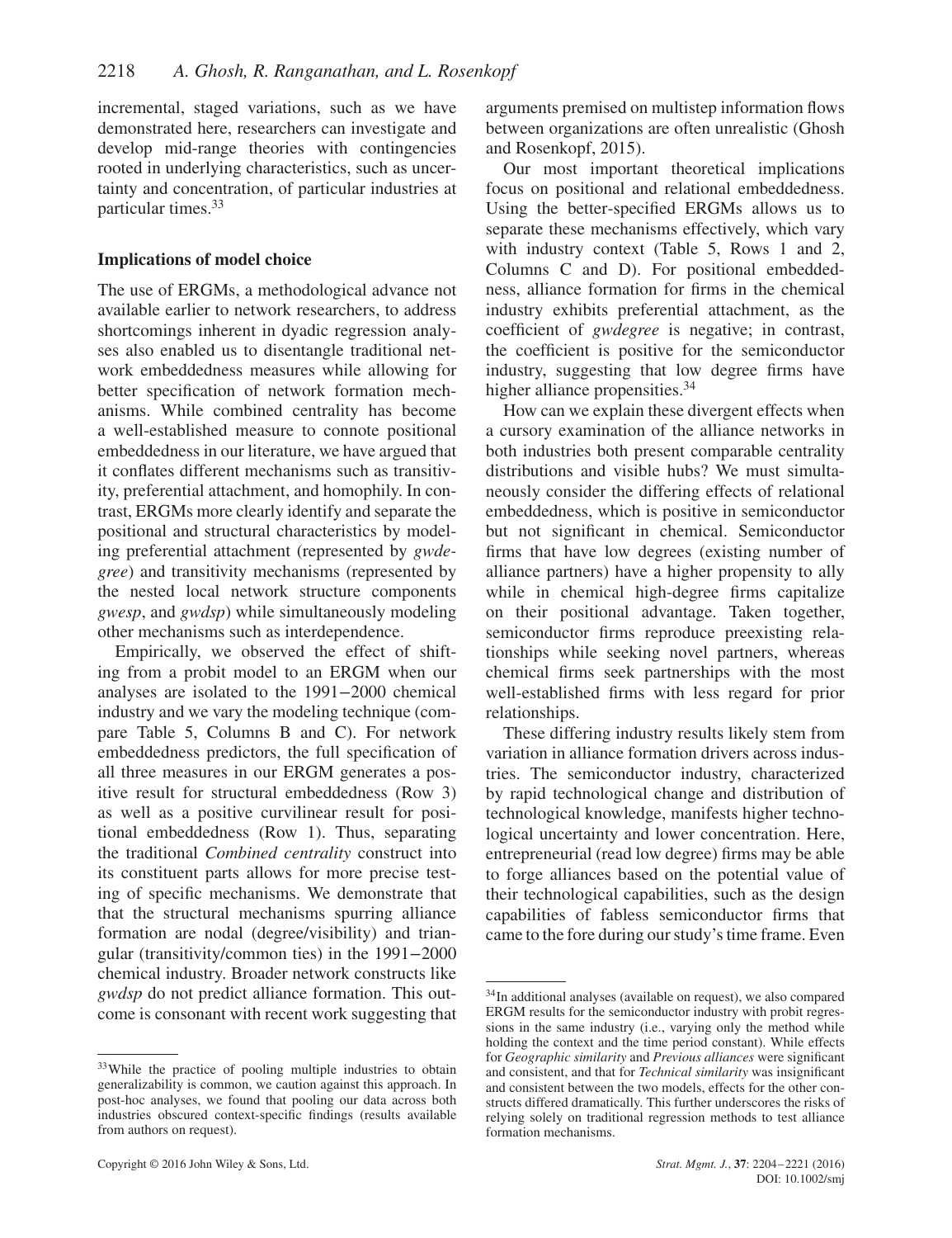incremental, staged variations, such as we have demonstrated here, researchers can investigate and develop mid-range theories with contingencies rooted in underlying characteristics, such as uncertainty and concentration, of particular industries at particular times.[33]

### Implications of model choice

The use of ERGMs, a methodological advance not available earlier to network researchers, to address shortcomings inherent in dyadic regression analyses also enabled us to disentangle traditional network embeddedness measures while allowing for better specification of network formation mechanisms. While combined centrality has become a well-established measure to connote positional embeddedness in our literature, we have argued that it conflates different mechanisms such as transitivity, preferential attachment, and homophily. In contrast, ERGMs more clearly identify and separate the positional and structural characteristics by modeling preferential attachment (represented by *gwdegree*) and transitivity mechanisms (represented by the nested local network structure components *gwesp*, and *gwdsp*) while simultaneously modeling other mechanisms such as interdependence.

Empirically, we observed the effect of shifting from a probit model to an ERGM when our analyses are isolated to the 1991–2000 chemical industry and we vary the modeling technique (compare Table 5, Columns B and C). For network embeddedness predictors, the full specification of all three measures in our ERGM generates a positive result for structural embeddedness (Row 3) as well as a positive curvilinear result for positional embeddedness (Row 1). Thus, separating the traditional *Combined centrality* construct into its constituent parts allows for more precise testing of specific mechanisms. We demonstrate that that the structural mechanisms spurring alliance formation are nodal (degree/visibility) and triangular (transitivity/common ties) in the 1991–2000 chemical industry. Broader network constructs like *gwdsp* do not predict alliance formation. This outcome is consonant with recent work suggesting that arguments premised on multistep information flows between organizations are often unrealistic (Ghosh and Rosenkopf, 2015).

Our most important theoretical implications focus on positional and relational embeddedness. Using the better-specified ERGMs allows us to separate these mechanisms effectively, which vary with industry context (Table 5, Rows 1 and 2, Columns C and D). For positional embeddedness, alliance formation for firms in the chemical industry exhibits preferential attachment, as the coefficient of *gwdegree* is negative; in contrast, the coefficient is positive for the semiconductor industry, suggesting that low degree firms have higher alliance propensities.[34]

How can we explain these divergent effects when a cursory examination of the alliance networks in both industries both present comparable centrality distributions and visible hubs? We must simultaneously consider the differing effects of relational embeddedness, which is positive in semiconductor but not significant in chemical. Semiconductor firms that have low degrees (existing number of alliance partners) have a higher propensity to ally while in chemical high-degree firms capitalize on their positional advantage. Taken together, semiconductor firms reproduce preexisting relationships while seeking novel partners, whereas chemical firms seek partnerships with the most well-established firms with less regard for prior relationships.

These differing industry results likely stem from variation in alliance formation drivers across industries. The semiconductor industry, characterized by rapid technological change and distribution of technological knowledge, manifests higher technological uncertainty and lower concentration. Here, entrepreneurial (read low degree) firms may be able to forge alliances based on the potential value of their technological capabilities, such as the design capabilities of fabless semiconductor firms that came to the fore during our study's time frame. Even

[33] While the practice of pooling multiple industries to obtain generalizability is common, we caution against this approach. In post-hoc analyses, we found that pooling our data across both industries obscured context-specific findings (results available from authors on request).

[34] In additional analyses (available on request), we also compared ERGM results for the semiconductor industry with probit regressions in the same industry (i.e., varying only the method while holding the context and the time period constant). While effects for *Geographic similarity* and *Previous alliances* were significant and consistent, and that for *Technical similarity* was insignificant and consistent between the two models, effects for the other constructs differed dramatically. This further underscores the risks of relying solely on traditional regression methods to test alliance formation mechanisms.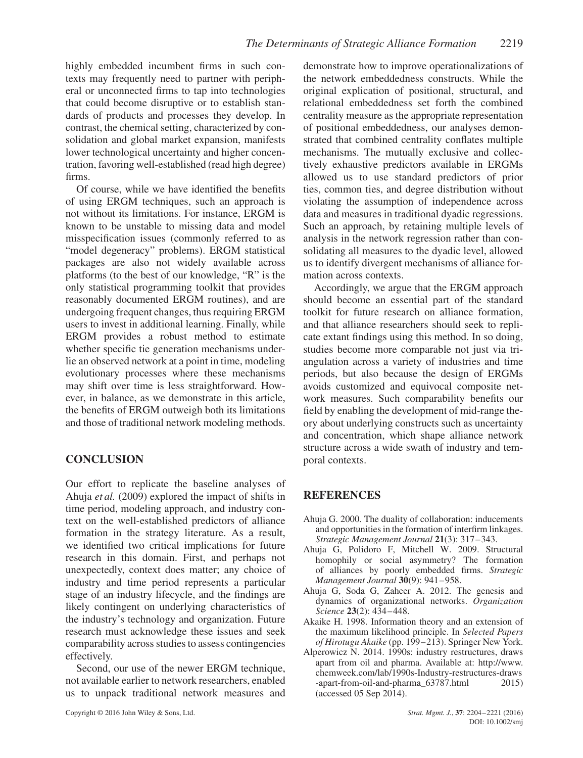highly embedded incumbent firms in such contexts may frequently need to partner with peripheral or unconnected firms to tap into technologies that could become disruptive or to establish standards of products and processes they develop. In contrast, the chemical setting, characterized by consolidation and global market expansion, manifests lower technological uncertainty and higher concentration, favoring well-established (read high degree) firms.

Of course, while we have identified the benefits of using ERGM techniques, such an approach is not without its limitations. For instance, ERGM is known to be unstable to missing data and model misspecification issues (commonly referred to as "model degeneracy" problems). ERGM statistical packages are also not widely available across platforms (to the best of our knowledge, "R" is the only statistical programming toolkit that provides reasonably documented ERGM routines), and are undergoing frequent changes, thus requiring ERGM users to invest in additional learning. Finally, while ERGM provides a robust method to estimate whether specific tie generation mechanisms underlie an observed network at a point in time, modeling evolutionary processes where these mechanisms may shift over time is less straightforward. However, in balance, as we demonstrate in this article, the benefits of ERGM outweigh both its limitations and those of traditional network modeling methods.

## CONCLUSION

Our effort to replicate the baseline analyses of Ahuja *et al.* (2009) explored the impact of shifts in time period, modeling approach, and industry context on the well-established predictors of alliance formation in the strategy literature. As a result, we identified two critical implications for future research in this domain. First, and perhaps not unexpectedly, context does matter; any choice of industry and time period represents a particular stage of an industry lifecycle, and the findings are likely contingent on underlying characteristics of the industry's technology and organization. Future research must acknowledge these issues and seek comparability across studies to assess contingencies effectively.

Second, our use of the newer ERGM technique, not available earlier to network researchers, enabled us to unpack traditional network measures and demonstrate how to improve operationalizations of the network embeddedness constructs. While the original explication of positional, structural, and relational embeddedness set forth the combined centrality measure as the appropriate representation of positional embeddedness, our analyses demonstrated that combined centrality conflates multiple mechanisms. The mutually exclusive and collectively exhaustive predictors available in ERGMs allowed us to use standard predictors of prior ties, common ties, and degree distribution without violating the assumption of independence across data and measures in traditional dyadic regressions. Such an approach, by retaining multiple levels of analysis in the network regression rather than consolidating all measures to the dyadic level, allowed us to identify divergent mechanisms of alliance formation across contexts.

Accordingly, we argue that the ERGM approach should become an essential part of the standard toolkit for future research on alliance formation, and that alliance researchers should seek to replicate extant findings using this method. In so doing, studies become more comparable not just via triangulation across a variety of industries and time periods, but also because the design of ERGMs avoids customized and equivocal composite network measures. Such comparability benefits our field by enabling the development of mid-range theory about underlying constructs such as uncertainty and concentration, which shape alliance network structure across a wide swath of industry and temporal contexts.

## REFERENCES

Ahuja G. 2000. The duality of collaboration: inducements and opportunities in the formation of interfirm linkages. *Strategic Management Journal* **21**(3): 317–343.

Ahuja G, Polidoro F, Mitchell W. 2009. Structural homophily or social asymmetry? The formation of alliances by poorly embedded firms. *Strategic Management Journal* **30**(9): 941–958.

Ahuja G, Soda G, Zaheer A. 2012. The genesis and dynamics of organizational networks. *Organization Science* **23**(2): 434–448.

Akaike H. 1998. Information theory and an extension of the maximum likelihood principle. In *Selected Papers of Hirotugu Akaike* (pp. 199–213). Springer New York.

Alperowicz N. 2014. 1990s: industry restructures, draws apart from oil and pharma. Available at: http://www.chemweek.com/lab/1990s-Industry-restructures-draws-apart-from-oil-and-pharma_63787.html 2015) (accessed 05 Sep 2014).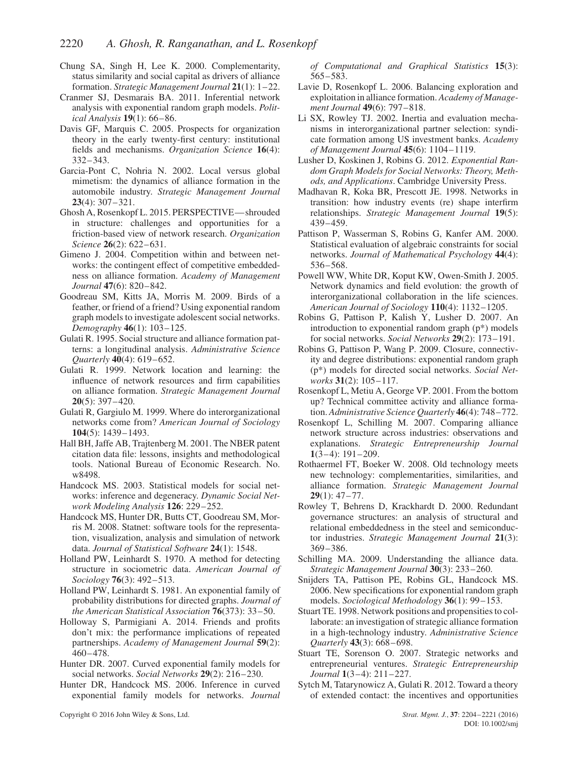Chung SA, Singh H, Lee K. 2000. Complementarity, status similarity and social capital as drivers of alliance formation. *Strategic Management Journal* **21**(1): 1–22.

Cranmer SJ, Desmarais BA. 2011. Inferential network analysis with exponential random graph models. *Political Analysis* **19**(1): 66–86.

Davis GF, Marquis C. 2005. Prospects for organization theory in the early twenty-first century: institutional fields and mechanisms. *Organization Science* **16**(4): 332–343.

Garcia-Pont C, Nohria N. 2002. Local versus global mimetism: the dynamics of alliance formation in the automobile industry. *Strategic Management Journal* **23**(4): 307–321.

Ghosh A, Rosenkopf L. 2015. PERSPECTIVE—shrouded in structure: challenges and opportunities for a friction-based view of network research. *Organization Science* **26**(2): 622–631.

Gimeno J. 2004. Competition within and between networks: the contingent effect of competitive embeddedness on alliance formation. *Academy of Management Journal* **47**(6): 820–842.

Goodreau SM, Kitts JA, Morris M. 2009. Birds of a feather, or friend of a friend? Using exponential random graph models to investigate adolescent social networks. *Demography* **46**(1): 103–125.

Gulati R. 1995. Social structure and alliance formation patterns: a longitudinal analysis. *Administrative Science Quarterly* **40**(4): 619–652.

Gulati R. 1999. Network location and learning: the influence of network resources and firm capabilities on alliance formation. *Strategic Management Journal* **20**(5): 397–420.

Gulati R, Gargiulo M. 1999. Where do interorganizational networks come from? *American Journal of Sociology* **104**(5): 1439–1493.

Hall BH, Jaffe AB, Trajtenberg M. 2001. The NBER patent citation data file: lessons, insights and methodological tools. National Bureau of Economic Research. No. w8498.

Handcock MS. 2003. Statistical models for social networks: inference and degeneracy. *Dynamic Social Network Modeling Analysis* **126**: 229–252.

Handcock MS, Hunter DR, Butts CT, Goodreau SM, Morris M. 2008. Statnet: software tools for the representation, visualization, analysis and simulation of network data. *Journal of Statistical Software* **24**(1): 1548.

Holland PW, Leinhardt S. 1970. A method for detecting structure in sociometric data. *American Journal of Sociology* **76**(3): 492–513.

Holland PW, Leinhardt S. 1981. An exponential family of probability distributions for directed graphs. *Journal of the American Statistical Association* **76**(373): 33–50.

Holloway S, Parmigiani A. 2014. Friends and profits don't mix: the performance implications of repeated partnerships. *Academy of Management Journal* **59**(2): 460–478.

Hunter DR. 2007. Curved exponential family models for social networks. *Social Networks* **29**(2): 216–230.

Hunter DR, Handcock MS. 2006. Inference in curved exponential family models for networks. *Journal of Computational and Graphical Statistics* **15**(3): 565–583.

Lavie D, Rosenkopf L. 2006. Balancing exploration and exploitation in alliance formation. *Academy of Management Journal* **49**(6): 797–818.

Li SX, Rowley TJ. 2002. Inertia and evaluation mechanisms in interorganizational partner selection: syndicate formation among US investment banks. *Academy of Management Journal* **45**(6): 1104–1119.

Lusher D, Koskinen J, Robins G. 2012. *Exponential Random Graph Models for Social Networks: Theory, Methods, and Applications*. Cambridge University Press.

Madhavan R, Koka BR, Prescott JE. 1998. Networks in transition: how industry events (re) shape interfirm relationships. *Strategic Management Journal* **19**(5): 439–459.

Pattison P, Wasserman S, Robins G, Kanfer AM. 2000. Statistical evaluation of algebraic constraints for social networks. *Journal of Mathematical Psychology* **44**(4): 536–568.

Powell WW, White DR, Koput KW, Owen-Smith J. 2005. Network dynamics and field evolution: the growth of interorganizational collaboration in the life sciences. *American Journal of Sociology* **110**(4): 1132–1205.

Robins G, Pattison P, Kalish Y, Lusher D. 2007. An introduction to exponential random graph (p*) models for social networks. *Social Networks* **29**(2): 173–191.

Robins G, Pattison P, Wang P. 2009. Closure, connectivity and degree distributions: exponential random graph (p*) models for directed social networks. *Social Networks* **31**(2): 105–117.

Rosenkopf L, Metiu A, George VP. 2001. From the bottom up? Technical committee activity and alliance formation. *Administrative Science Quarterly* **46**(4): 748–772.

Rosenkopf L, Schilling M. 2007. Comparing alliance network structure across industries: observations and explanations. *Strategic Entrepreneurship Journal* **1**(3–4): 191–209.

Rothaermel FT, Boeker W. 2008. Old technology meets new technology: complementarities, similarities, and alliance formation. *Strategic Management Journal* **29**(1): 47–77.

Rowley T, Behrens D, Krackhardt D. 2000. Redundant governance structures: an analysis of structural and relational embeddedness in the steel and semiconductor industries. *Strategic Management Journal* **21**(3): 369–386.

Schilling MA. 2009. Understanding the alliance data. *Strategic Management Journal* **30**(3): 233–260.

Snijders TA, Pattison PE, Robins GL, Handcock MS. 2006. New specifications for exponential random graph models. *Sociological Methodology* **36**(1): 99–153.

Stuart TE. 1998. Network positions and propensities to collaborate: an investigation of strategic alliance formation in a high-technology industry. *Administrative Science Quarterly* **43**(3): 668–698.

Stuart TE, Sorenson O. 2007. Strategic networks and entrepreneurial ventures. *Strategic Entrepreneurship Journal* **1**(3–4): 211–227.

Sytch M, Tatarynowicz A, Gulati R. 2012. Toward a theory of extended contact: the incentives and opportunities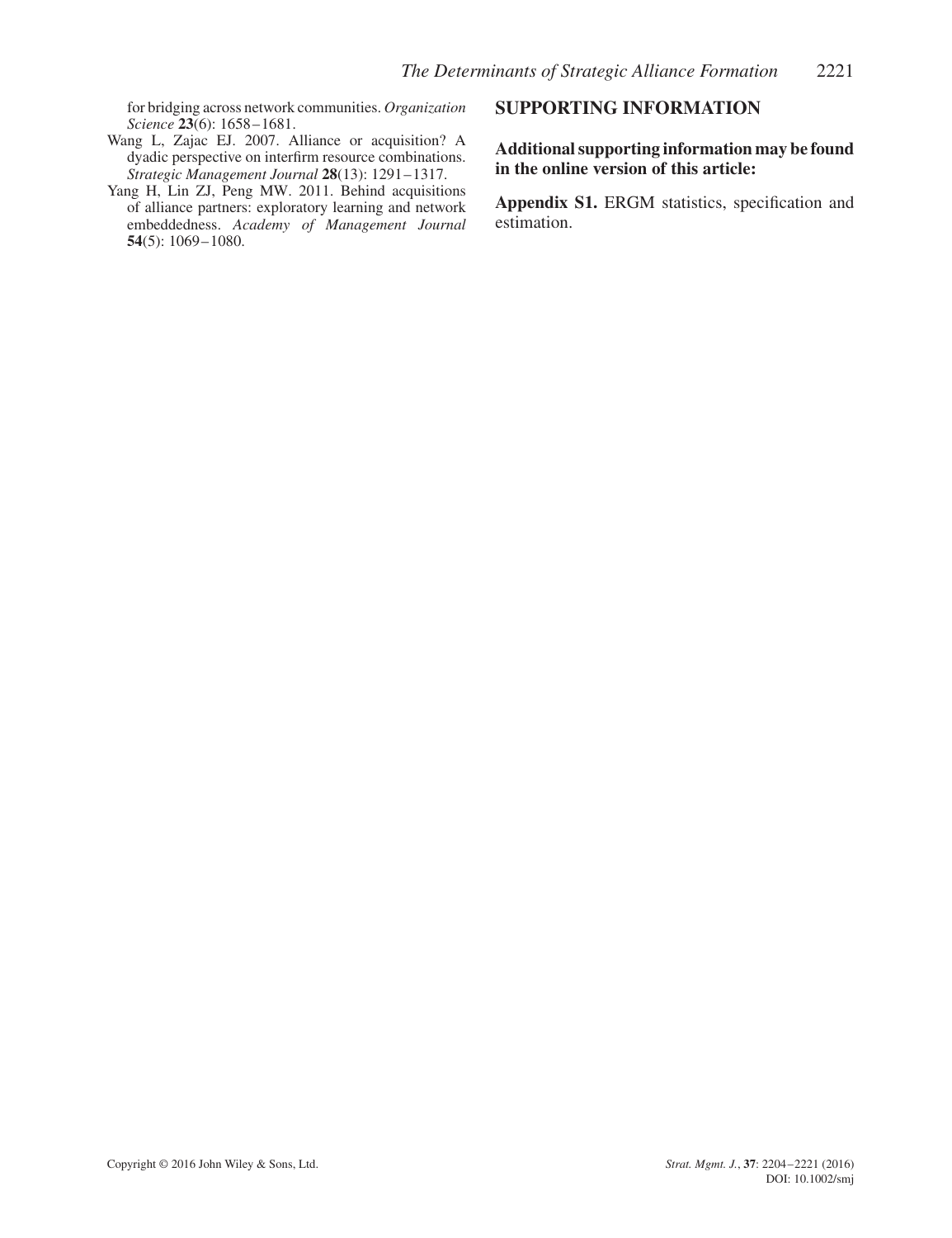for bridging across network communities. *Organization Science* **23**(6): 1658–1681.

Wang L, Zajac EJ. 2007. Alliance or acquisition? A dyadic perspective on interfirm resource combinations. *Strategic Management Journal* **28**(13): 1291–1317.

Yang H, Lin ZJ, Peng MW. 2011. Behind acquisitions of alliance partners: exploratory learning and network embeddedness. *Academy of Management Journal* **54**(5): 1069–1080.

## SUPPORTING INFORMATION

**Additional supporting information may be found in the online version of this article:**

**Appendix S1.** ERGM statistics, specification and estimation.